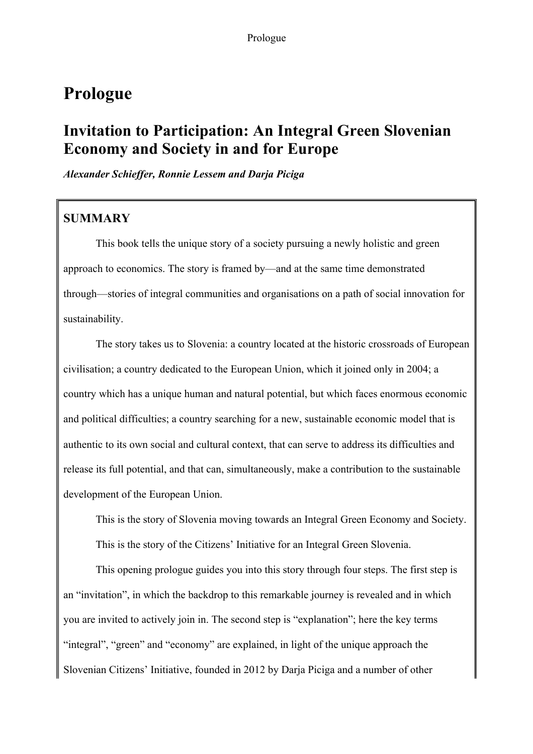# Prologue

## Invitation to Participation: An Integral Green Slovenian Economy and Society in and for Europe

***Alexander Schieffer, Ronnie Lessem and Darja Piciga***

### SUMMARY

This book tells the unique story of a society pursuing a newly holistic and green approach to economics. The story is framed by—and at the same time demonstrated through—stories of integral communities and organisations on a path of social innovation for sustainability.

The story takes us to Slovenia: a country located at the historic crossroads of European civilisation; a country dedicated to the European Union, which it joined only in 2004; a country which has a unique human and natural potential, but which faces enormous economic and political difficulties; a country searching for a new, sustainable economic model that is authentic to its own social and cultural context, that can serve to address its difficulties and release its full potential, and that can, simultaneously, make a contribution to the sustainable development of the European Union.

This is the story of Slovenia moving towards an Integral Green Economy and Society.

This is the story of the Citizens' Initiative for an Integral Green Slovenia.

This opening prologue guides you into this story through four steps. The first step is an "invitation", in which the backdrop to this remarkable journey is revealed and in which you are invited to actively join in. The second step is "explanation"; here the key terms "integral", "green" and "economy" are explained, in light of the unique approach the Slovenian Citizens' Initiative, founded in 2012 by Darja Piciga and a number of other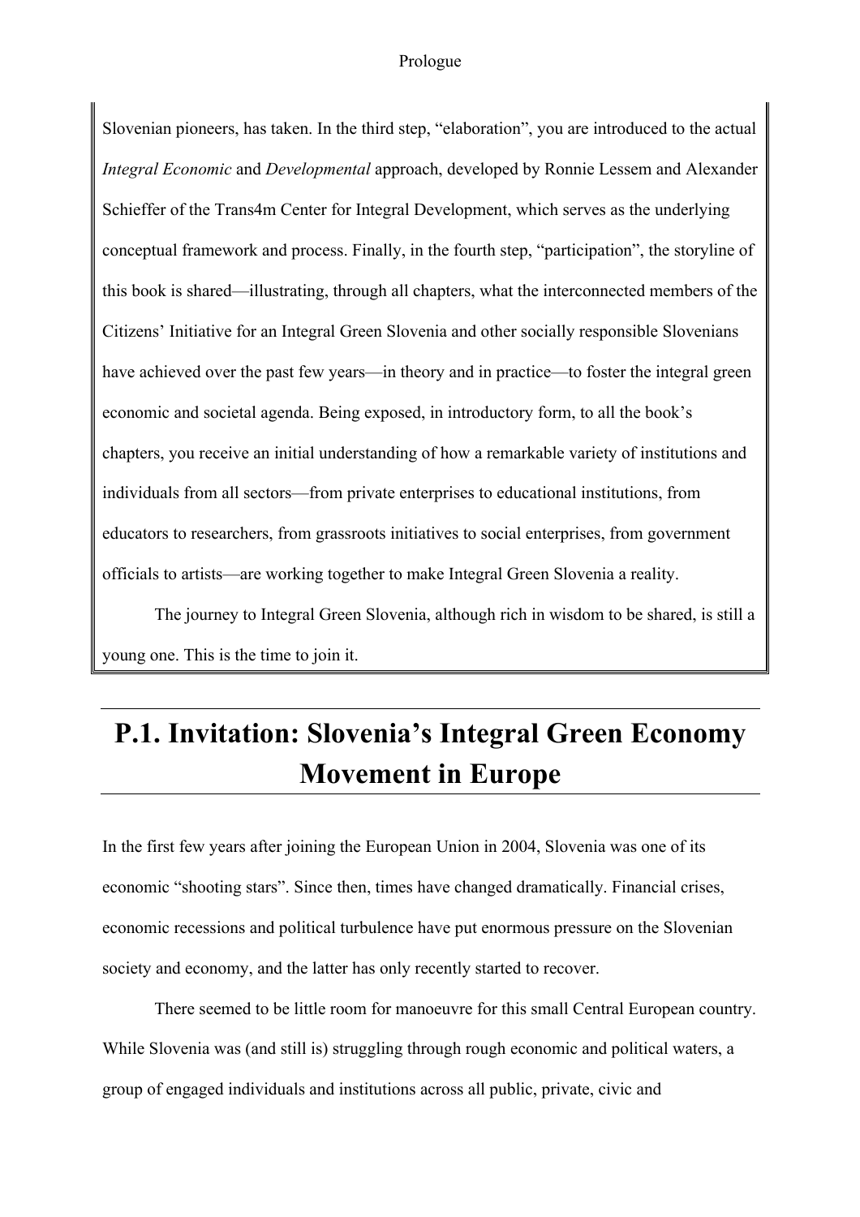Slovenian pioneers, has taken. In the third step, “elaboration”, you are introduced to the actual *Integral Economic* and *Developmental* approach, developed by Ronnie Lessem and Alexander Schieffer of the Trans4m Center for Integral Development, which serves as the underlying conceptual framework and process. Finally, in the fourth step, “participation”, the storyline of this book is shared—illustrating, through all chapters, what the interconnected members of the Citizens’ Initiative for an Integral Green Slovenia and other socially responsible Slovenians have achieved over the past few years—in theory and in practice—to foster the integral green economic and societal agenda. Being exposed, in introductory form, to all the book’s chapters, you receive an initial understanding of how a remarkable variety of institutions and individuals from all sectors—from private enterprises to educational institutions, from educators to researchers, from grassroots initiatives to social enterprises, from government officials to artists—are working together to make Integral Green Slovenia a reality.

The journey to Integral Green Slovenia, although rich in wisdom to be shared, is still a young one. This is the time to join it.

## P.1. Invitation: Slovenia’s Integral Green Economy Movement in Europe

In the first few years after joining the European Union in 2004, Slovenia was one of its economic “shooting stars”. Since then, times have changed dramatically. Financial crises, economic recessions and political turbulence have put enormous pressure on the Slovenian society and economy, and the latter has only recently started to recover.

There seemed to be little room for manoeuvre for this small Central European country. While Slovenia was (and still is) struggling through rough economic and political waters, a group of engaged individuals and institutions across all public, private, civic and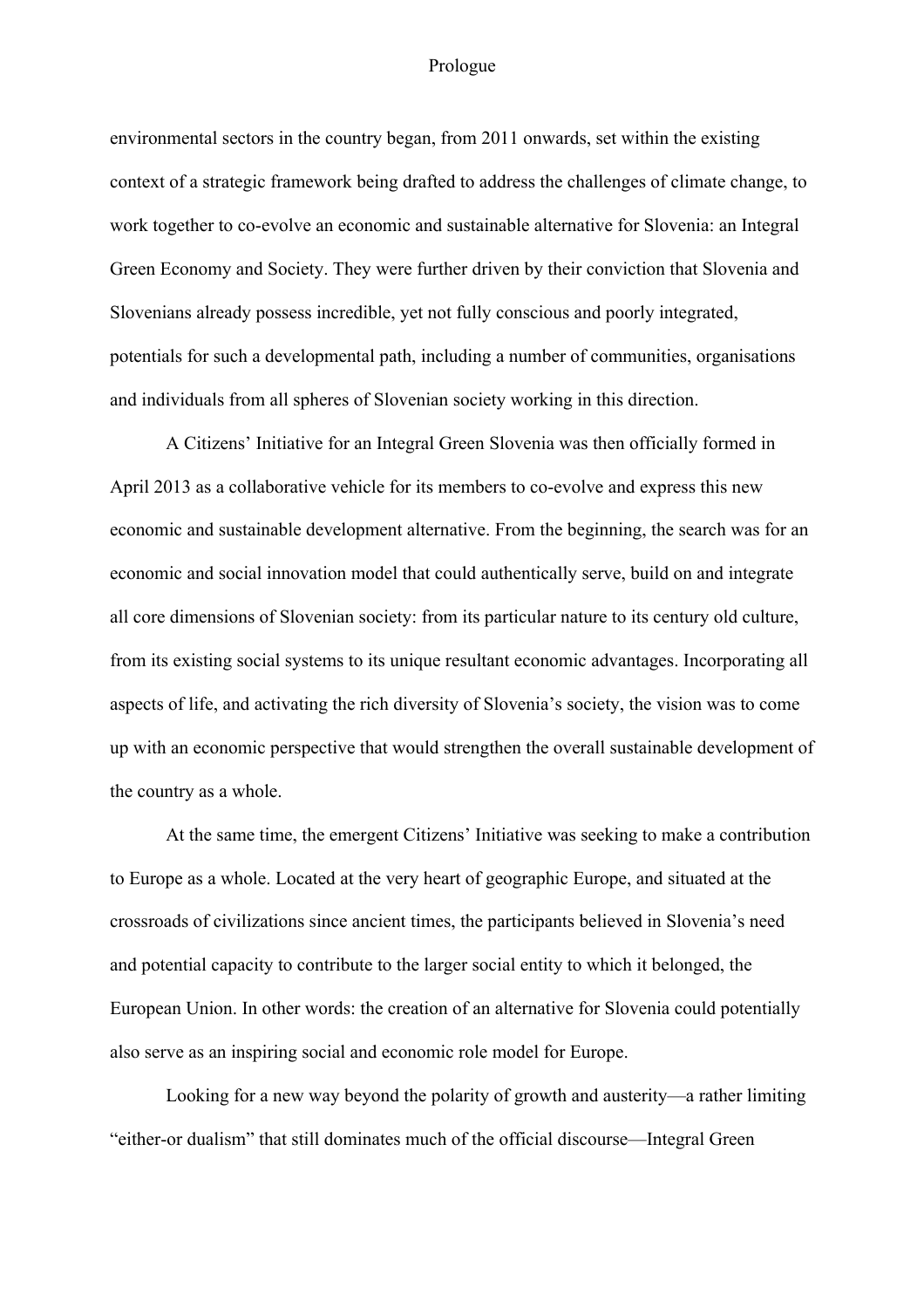environmental sectors in the country began, from 2011 onwards, set within the existing context of a strategic framework being drafted to address the challenges of climate change, to work together to co-evolve an economic and sustainable alternative for Slovenia: an Integral Green Economy and Society. They were further driven by their conviction that Slovenia and Slovenians already possess incredible, yet not fully conscious and poorly integrated, potentials for such a developmental path, including a number of communities, organisations and individuals from all spheres of Slovenian society working in this direction.

A Citizens' Initiative for an Integral Green Slovenia was then officially formed in April 2013 as a collaborative vehicle for its members to co-evolve and express this new economic and sustainable development alternative. From the beginning, the search was for an economic and social innovation model that could authentically serve, build on and integrate all core dimensions of Slovenian society: from its particular nature to its century old culture, from its existing social systems to its unique resultant economic advantages. Incorporating all aspects of life, and activating the rich diversity of Slovenia's society, the vision was to come up with an economic perspective that would strengthen the overall sustainable development of the country as a whole.

At the same time, the emergent Citizens' Initiative was seeking to make a contribution to Europe as a whole. Located at the very heart of geographic Europe, and situated at the crossroads of civilizations since ancient times, the participants believed in Slovenia's need and potential capacity to contribute to the larger social entity to which it belonged, the European Union. In other words: the creation of an alternative for Slovenia could potentially also serve as an inspiring social and economic role model for Europe.

Looking for a new way beyond the polarity of growth and austerity—a rather limiting "either-or dualism" that still dominates much of the official discourse—Integral Green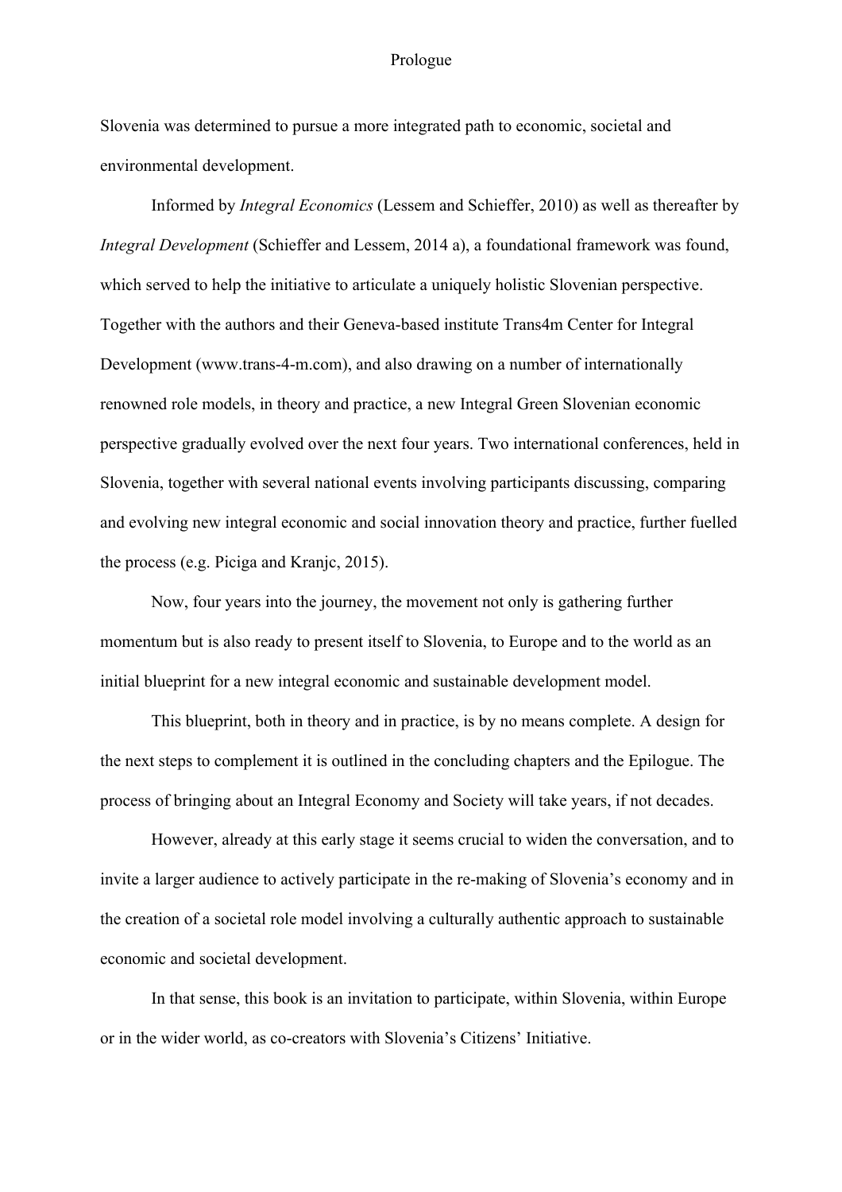Slovenia was determined to pursue a more integrated path to economic, societal and environmental development.

Informed by *Integral Economics* (Lessem and Schieffer, 2010) as well as thereafter by *Integral Development* (Schieffer and Lessem, 2014 a), a foundational framework was found, which served to help the initiative to articulate a uniquely holistic Slovenian perspective. Together with the authors and their Geneva-based institute Trans4m Center for Integral Development (www.trans-4-m.com), and also drawing on a number of internationally renowned role models, in theory and practice, a new Integral Green Slovenian economic perspective gradually evolved over the next four years. Two international conferences, held in Slovenia, together with several national events involving participants discussing, comparing and evolving new integral economic and social innovation theory and practice, further fuelled the process (e.g. Piciga and Kranjc, 2015).

Now, four years into the journey, the movement not only is gathering further momentum but is also ready to present itself to Slovenia, to Europe and to the world as an initial blueprint for a new integral economic and sustainable development model.

This blueprint, both in theory and in practice, is by no means complete. A design for the next steps to complement it is outlined in the concluding chapters and the Epilogue. The process of bringing about an Integral Economy and Society will take years, if not decades.

However, already at this early stage it seems crucial to widen the conversation, and to invite a larger audience to actively participate in the re-making of Slovenia's economy and in the creation of a societal role model involving a culturally authentic approach to sustainable economic and societal development.

In that sense, this book is an invitation to participate, within Slovenia, within Europe or in the wider world, as co-creators with Slovenia's Citizens' Initiative.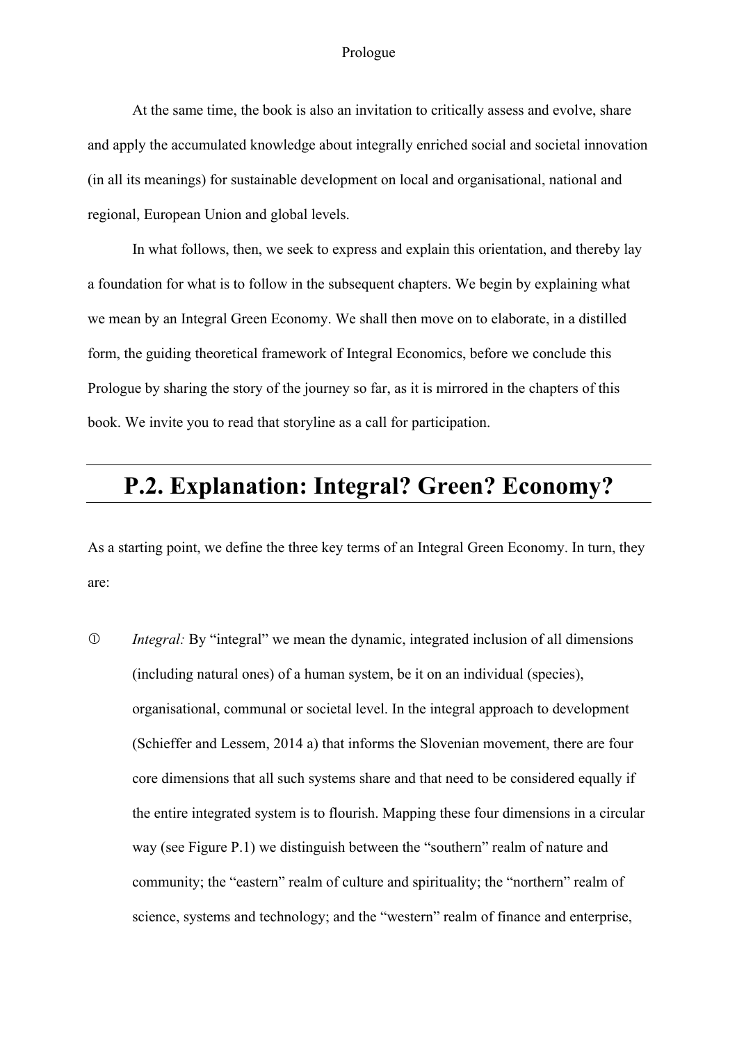At the same time, the book is also an invitation to critically assess and evolve, share and apply the accumulated knowledge about integrally enriched social and societal innovation (in all its meanings) for sustainable development on local and organisational, national and regional, European Union and global levels.

In what follows, then, we seek to express and explain this orientation, and thereby lay a foundation for what is to follow in the subsequent chapters. We begin by explaining what we mean by an Integral Green Economy. We shall then move on to elaborate, in a distilled form, the guiding theoretical framework of Integral Economics, before we conclude this Prologue by sharing the story of the journey so far, as it is mirrored in the chapters of this book. We invite you to read that storyline as a call for participation.

## P.2. Explanation: Integral? Green? Economy?

As a starting point, we define the three key terms of an Integral Green Economy. In turn, they are:

① *Integral:* By "integral" we mean the dynamic, integrated inclusion of all dimensions (including natural ones) of a human system, be it on an individual (species), organisational, communal or societal level. In the integral approach to development (Schieffer and Lessem, 2014 a) that informs the Slovenian movement, there are four core dimensions that all such systems share and that need to be considered equally if the entire integrated system is to flourish. Mapping these four dimensions in a circular way (see Figure P.1) we distinguish between the "southern" realm of nature and community; the "eastern" realm of culture and spirituality; the "northern" realm of science, systems and technology; and the "western" realm of finance and enterprise,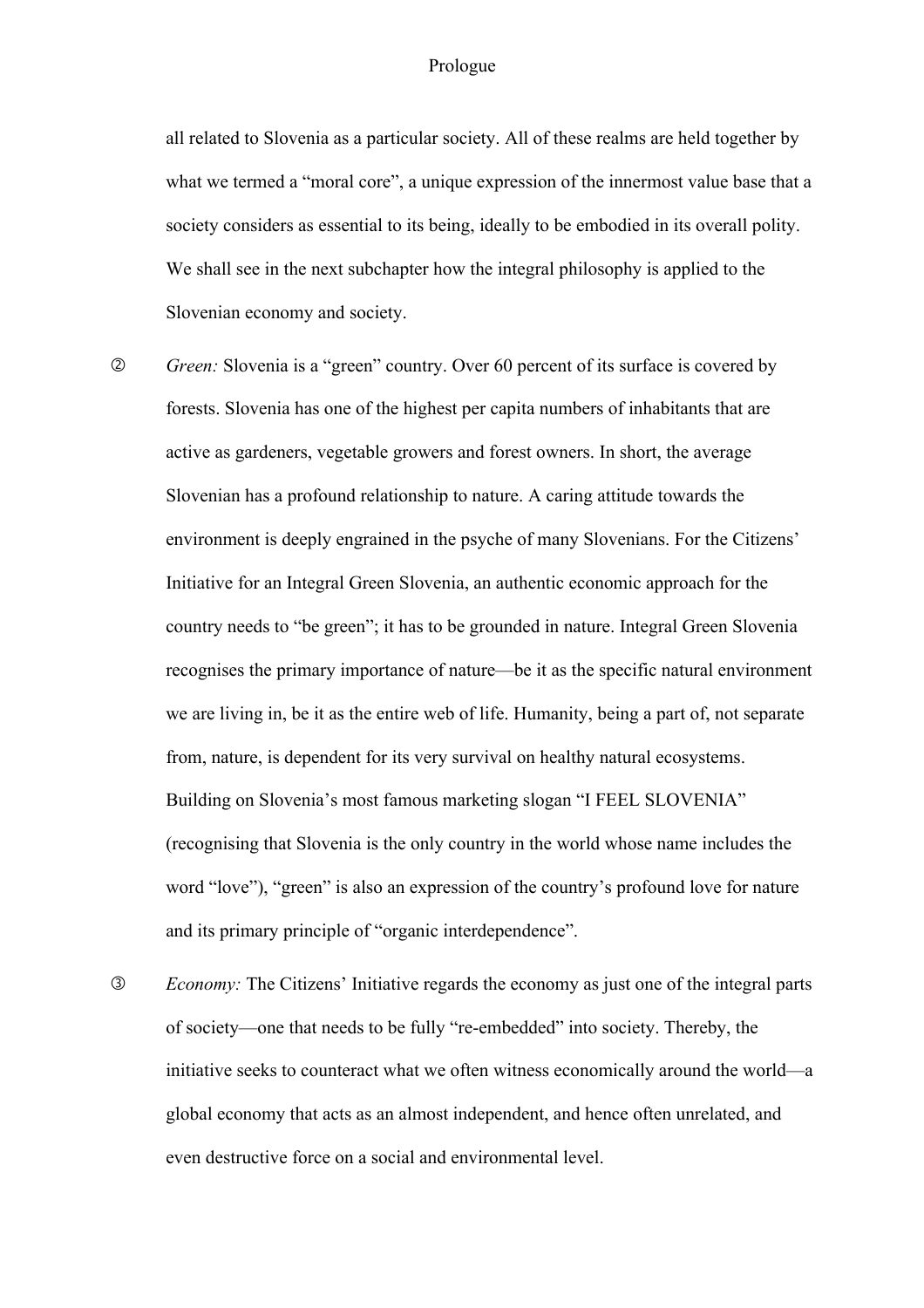all related to Slovenia as a particular society. All of these realms are held together by what we termed a "moral core", a unique expression of the innermost value base that a society considers as essential to its being, ideally to be embodied in its overall polity. We shall see in the next subchapter how the integral philosophy is applied to the Slovenian economy and society.

② *Green:* Slovenia is a "green" country. Over 60 percent of its surface is covered by forests. Slovenia has one of the highest per capita numbers of inhabitants that are active as gardeners, vegetable growers and forest owners. In short, the average Slovenian has a profound relationship to nature. A caring attitude towards the environment is deeply engrained in the psyche of many Slovenians. For the Citizens' Initiative for an Integral Green Slovenia, an authentic economic approach for the country needs to "be green"; it has to be grounded in nature. Integral Green Slovenia recognises the primary importance of nature—be it as the specific natural environment we are living in, be it as the entire web of life. Humanity, being a part of, not separate from, nature, is dependent for its very survival on healthy natural ecosystems. Building on Slovenia's most famous marketing slogan "I FEEL SLOVENIA" (recognising that Slovenia is the only country in the world whose name includes the word "love"), "green" is also an expression of the country's profound love for nature and its primary principle of "organic interdependence".

③ *Economy:* The Citizens' Initiative regards the economy as just one of the integral parts of society—one that needs to be fully "re-embedded" into society. Thereby, the initiative seeks to counteract what we often witness economically around the world—a global economy that acts as an almost independent, and hence often unrelated, and even destructive force on a social and environmental level.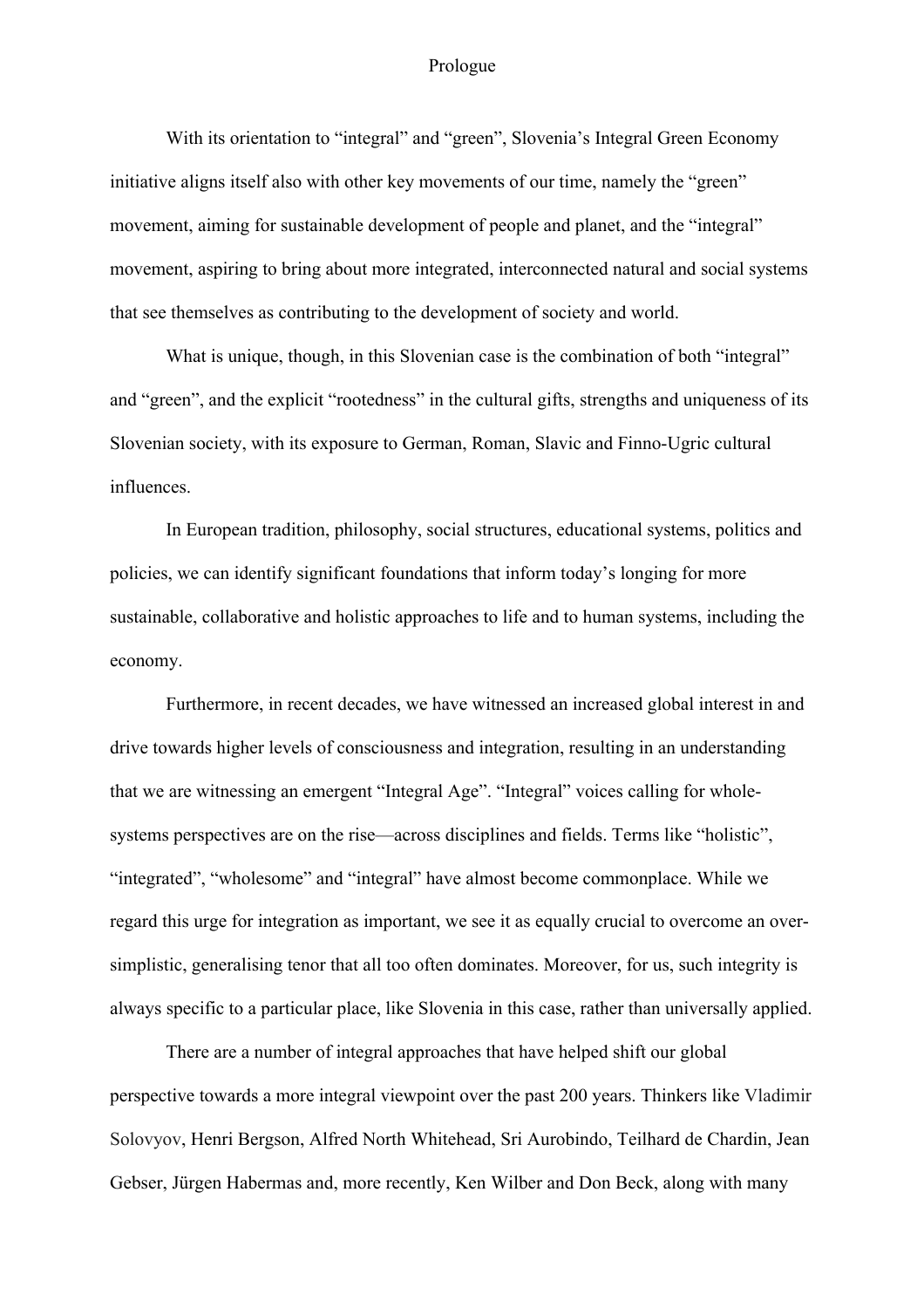# Prologue

With its orientation to "integral" and "green", Slovenia's Integral Green Economy initiative aligns itself also with other key movements of our time, namely the "green" movement, aiming for sustainable development of people and planet, and the "integral" movement, aspiring to bring about more integrated, interconnected natural and social systems that see themselves as contributing to the development of society and world.

What is unique, though, in this Slovenian case is the combination of both "integral" and "green", and the explicit "rootedness" in the cultural gifts, strengths and uniqueness of its Slovenian society, with its exposure to German, Roman, Slavic and Finno-Ugric cultural influences.

In European tradition, philosophy, social structures, educational systems, politics and policies, we can identify significant foundations that inform today's longing for more sustainable, collaborative and holistic approaches to life and to human systems, including the economy.

Furthermore, in recent decades, we have witnessed an increased global interest in and drive towards higher levels of consciousness and integration, resulting in an understanding that we are witnessing an emergent "Integral Age". "Integral" voices calling for whole-systems perspectives are on the rise—across disciplines and fields. Terms like "holistic", "integrated", "wholesome" and "integral" have almost become commonplace. While we regard this urge for integration as important, we see it as equally crucial to overcome an over-simplistic, generalising tenor that all too often dominates. Moreover, for us, such integrity is always specific to a particular place, like Slovenia in this case, rather than universally applied.

There are a number of integral approaches that have helped shift our global perspective towards a more integral viewpoint over the past 200 years. Thinkers like Vladimir Solovyov, Henri Bergson, Alfred North Whitehead, Sri Aurobindo, Teilhard de Chardin, Jean Gebser, Jürgen Habermas and, more recently, Ken Wilber and Don Beck, along with many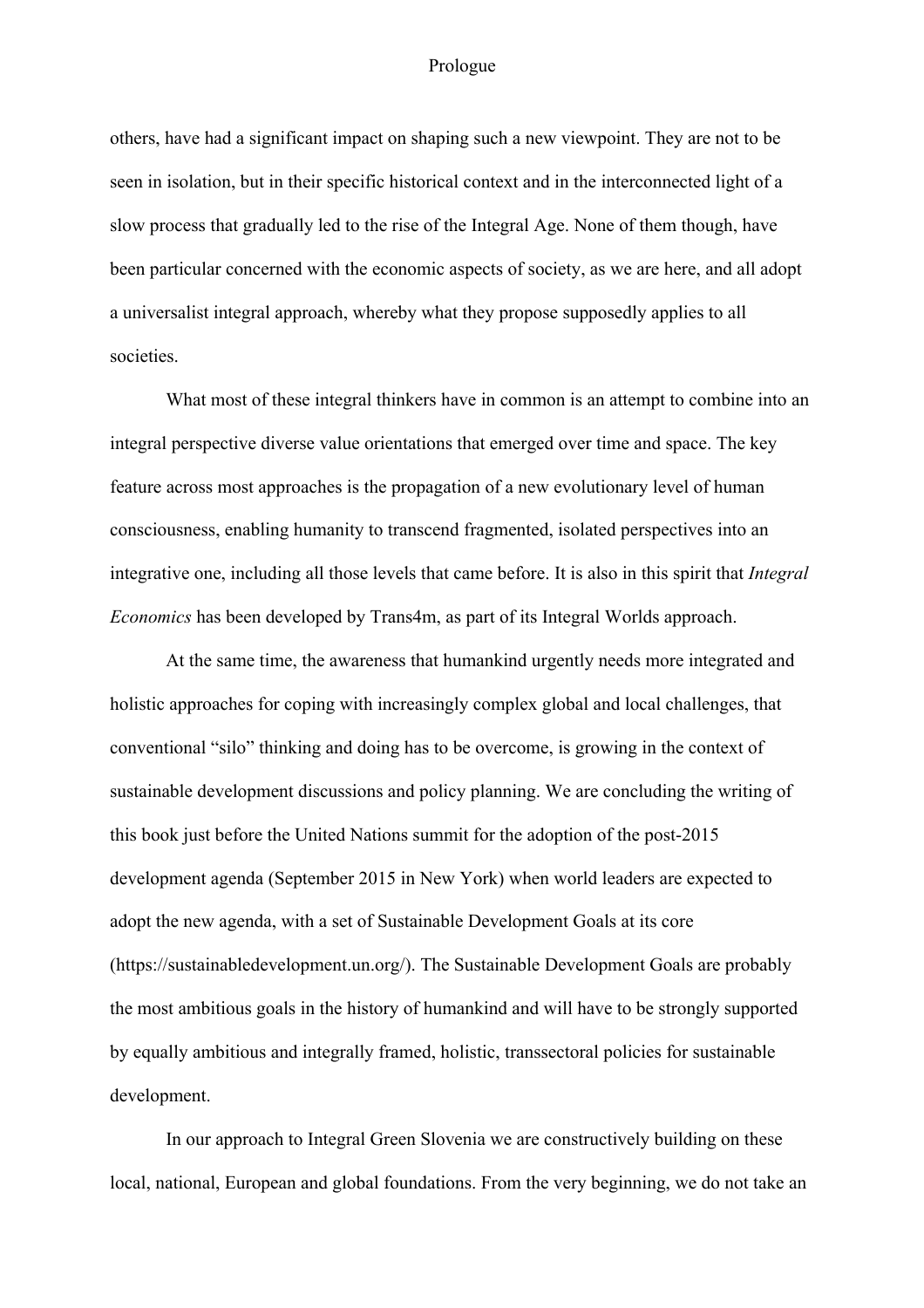others, have had a significant impact on shaping such a new viewpoint. They are not to be seen in isolation, but in their specific historical context and in the interconnected light of a slow process that gradually led to the rise of the Integral Age. None of them though, have been particular concerned with the economic aspects of society, as we are here, and all adopt a universalist integral approach, whereby what they propose supposedly applies to all societies.

What most of these integral thinkers have in common is an attempt to combine into an integral perspective diverse value orientations that emerged over time and space. The key feature across most approaches is the propagation of a new evolutionary level of human consciousness, enabling humanity to transcend fragmented, isolated perspectives into an integrative one, including all those levels that came before. It is also in this spirit that *Integral Economics* has been developed by Trans4m, as part of its Integral Worlds approach.

At the same time, the awareness that humankind urgently needs more integrated and holistic approaches for coping with increasingly complex global and local challenges, that conventional "silo" thinking and doing has to be overcome, is growing in the context of sustainable development discussions and policy planning. We are concluding the writing of this book just before the United Nations summit for the adoption of the post-2015 development agenda (September 2015 in New York) when world leaders are expected to adopt the new agenda, with a set of Sustainable Development Goals at its core (https://sustainabledevelopment.un.org/). The Sustainable Development Goals are probably the most ambitious goals in the history of humankind and will have to be strongly supported by equally ambitious and integrally framed, holistic, transsectoral policies for sustainable development.

In our approach to Integral Green Slovenia we are constructively building on these local, national, European and global foundations. From the very beginning, we do not take an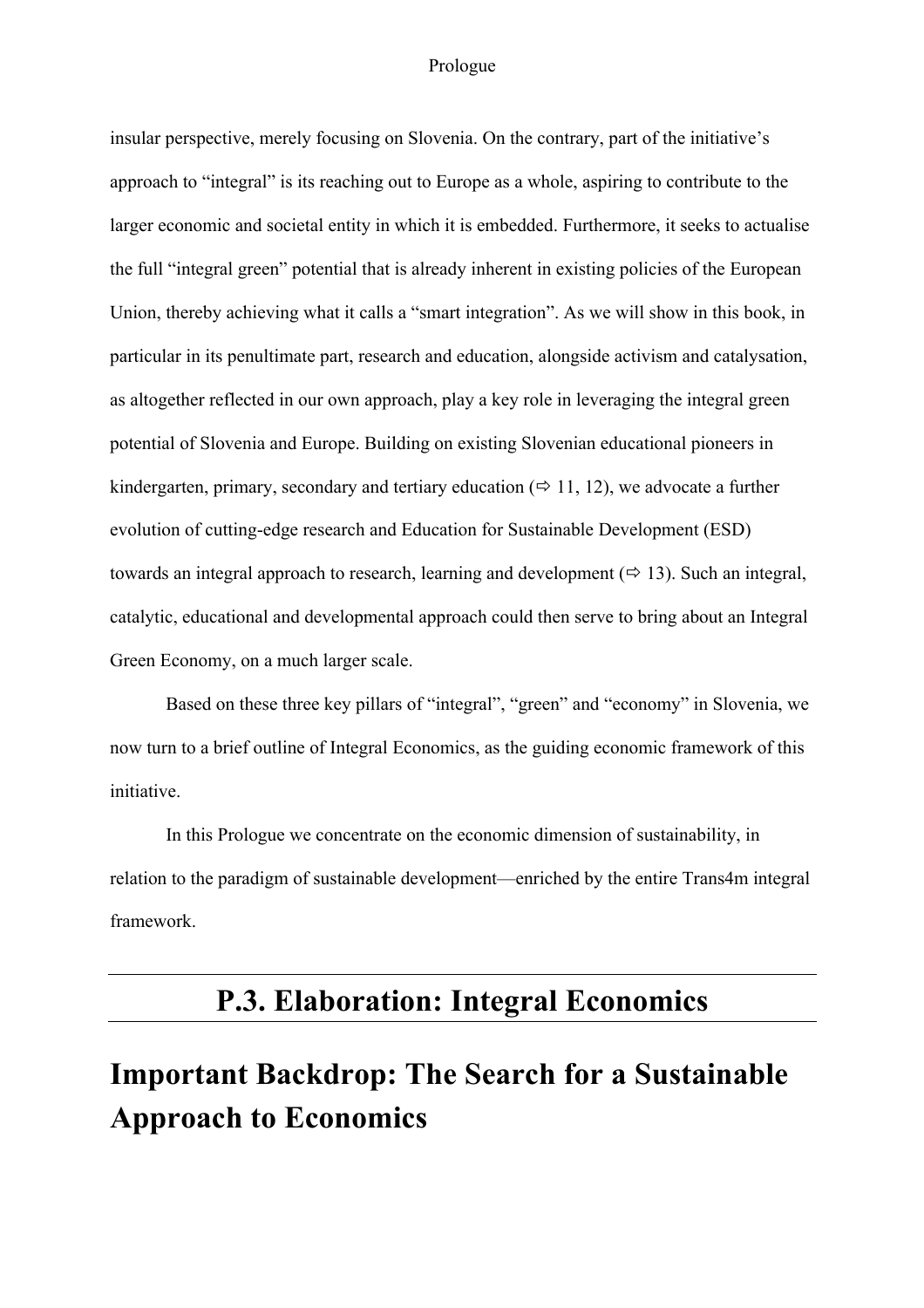insular perspective, merely focusing on Slovenia. On the contrary, part of the initiative's approach to "integral" is its reaching out to Europe as a whole, aspiring to contribute to the larger economic and societal entity in which it is embedded. Furthermore, it seeks to actualise the full "integral green" potential that is already inherent in existing policies of the European Union, thereby achieving what it calls a "smart integration". As we will show in this book, in particular in its penultimate part, research and education, alongside activism and catalysation, as altogether reflected in our own approach, play a key role in leveraging the integral green potential of Slovenia and Europe. Building on existing Slovenian educational pioneers in kindergarten, primary, secondary and tertiary education (⇨ 11, 12), we advocate a further evolution of cutting-edge research and Education for Sustainable Development (ESD) towards an integral approach to research, learning and development (⇨ 13). Such an integral, catalytic, educational and developmental approach could then serve to bring about an Integral Green Economy, on a much larger scale.

Based on these three key pillars of "integral", "green" and "economy" in Slovenia, we now turn to a brief outline of Integral Economics, as the guiding economic framework of this initiative.

In this Prologue we concentrate on the economic dimension of sustainability, in relation to the paradigm of sustainable development—enriched by the entire Trans4m integral framework.

## P.3. Elaboration: Integral Economics

## Important Backdrop: The Search for a Sustainable Approach to Economics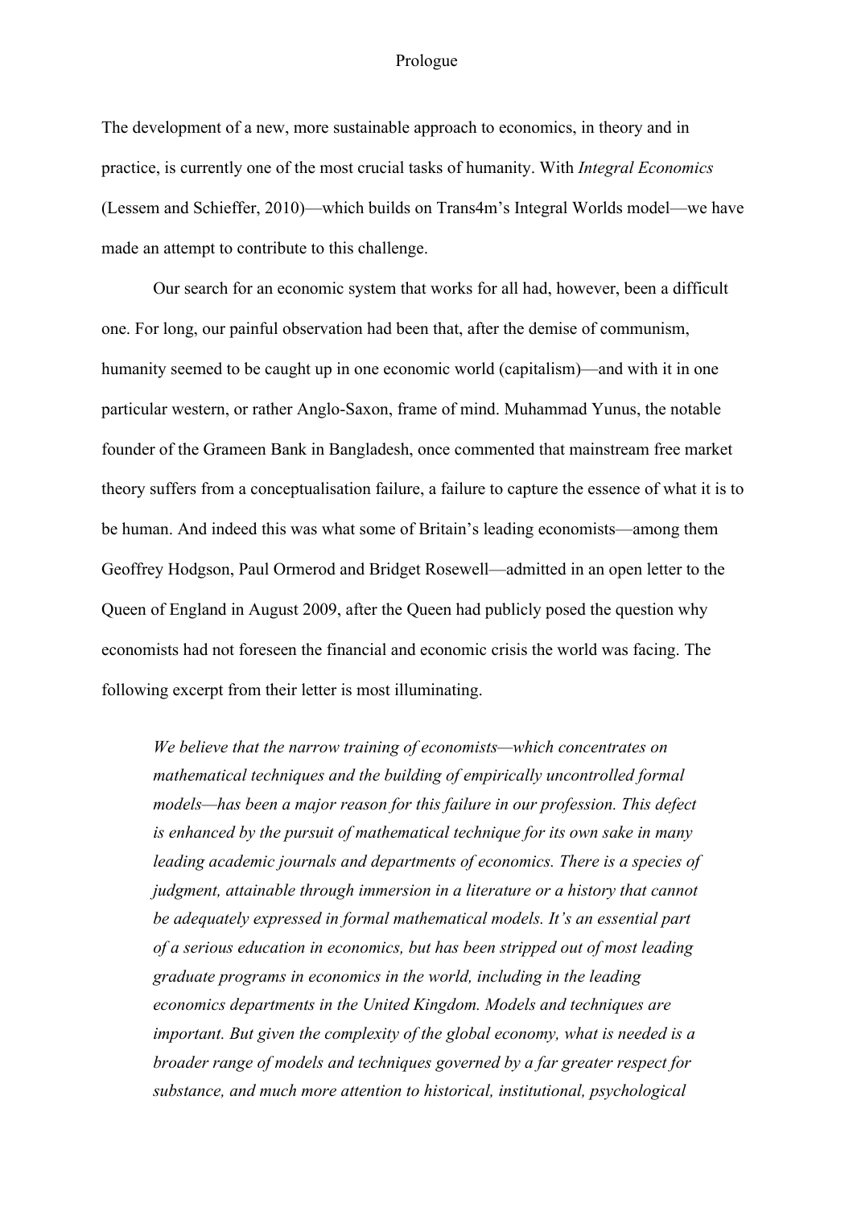# Prologue

The development of a new, more sustainable approach to economics, in theory and in practice, is currently one of the most crucial tasks of humanity. With *Integral Economics* (Lessem and Schieffer, 2010)—which builds on Trans4m's Integral Worlds model—we have made an attempt to contribute to this challenge.

Our search for an economic system that works for all had, however, been a difficult one. For long, our painful observation had been that, after the demise of communism, humanity seemed to be caught up in one economic world (capitalism)—and with it in one particular western, or rather Anglo-Saxon, frame of mind. Muhammad Yunus, the notable founder of the Grameen Bank in Bangladesh, once commented that mainstream free market theory suffers from a conceptualisation failure, a failure to capture the essence of what it is to be human. And indeed this was what some of Britain's leading economists—among them Geoffrey Hodgson, Paul Ormerod and Bridget Rosewell—admitted in an open letter to the Queen of England in August 2009, after the Queen had publicly posed the question why economists had not foreseen the financial and economic crisis the world was facing. The following excerpt from their letter is most illuminating.

> *We believe that the narrow training of economists—which concentrates on mathematical techniques and the building of empirically uncontrolled formal models—has been a major reason for this failure in our profession. This defect is enhanced by the pursuit of mathematical technique for its own sake in many leading academic journals and departments of economics. There is a species of judgment, attainable through immersion in a literature or a history that cannot be adequately expressed in formal mathematical models. It's an essential part of a serious education in economics, but has been stripped out of most leading graduate programs in economics in the world, including in the leading economics departments in the United Kingdom. Models and techniques are important. But given the complexity of the global economy, what is needed is a broader range of models and techniques governed by a far greater respect for substance, and much more attention to historical, institutional, psychological*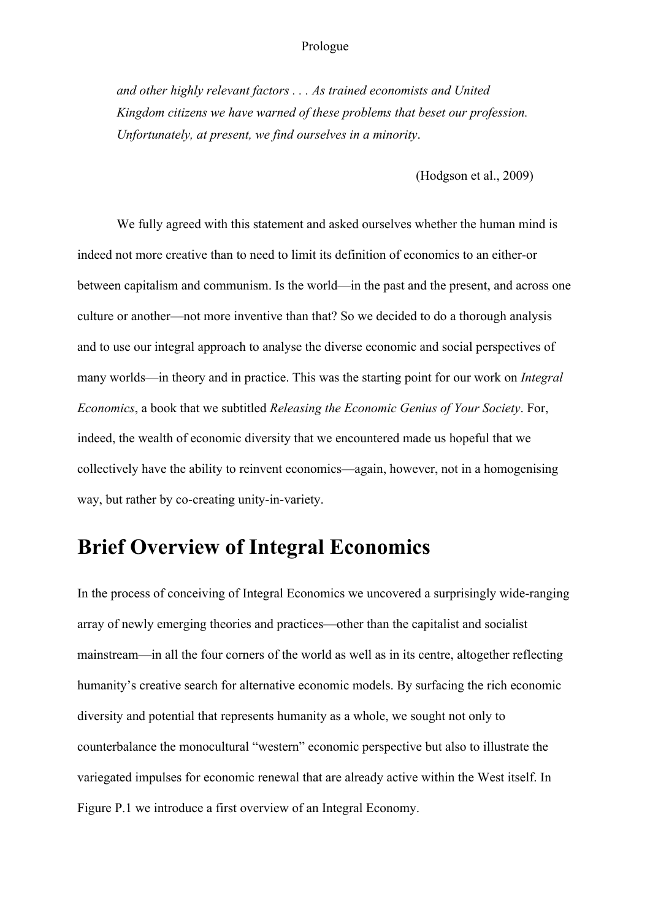*and other highly relevant factors . . . As trained economists and United Kingdom citizens we have warned of these problems that beset our profession. Unfortunately, at present, we find ourselves in a minority*.

(Hodgson et al., 2009)

We fully agreed with this statement and asked ourselves whether the human mind is indeed not more creative than to need to limit its definition of economics to an either-or between capitalism and communism. Is the world—in the past and the present, and across one culture or another—not more inventive than that? So we decided to do a thorough analysis and to use our integral approach to analyse the diverse economic and social perspectives of many worlds—in theory and in practice. This was the starting point for our work on *Integral Economics*, a book that we subtitled *Releasing the Economic Genius of Your Society*. For, indeed, the wealth of economic diversity that we encountered made us hopeful that we collectively have the ability to reinvent economics—again, however, not in a homogenising way, but rather by co-creating unity-in-variety.

# Brief Overview of Integral Economics

In the process of conceiving of Integral Economics we uncovered a surprisingly wide-ranging array of newly emerging theories and practices—other than the capitalist and socialist mainstream—in all the four corners of the world as well as in its centre, altogether reflecting humanity's creative search for alternative economic models. By surfacing the rich economic diversity and potential that represents humanity as a whole, we sought not only to counterbalance the monocultural "western" economic perspective but also to illustrate the variegated impulses for economic renewal that are already active within the West itself. In Figure P.1 we introduce a first overview of an Integral Economy.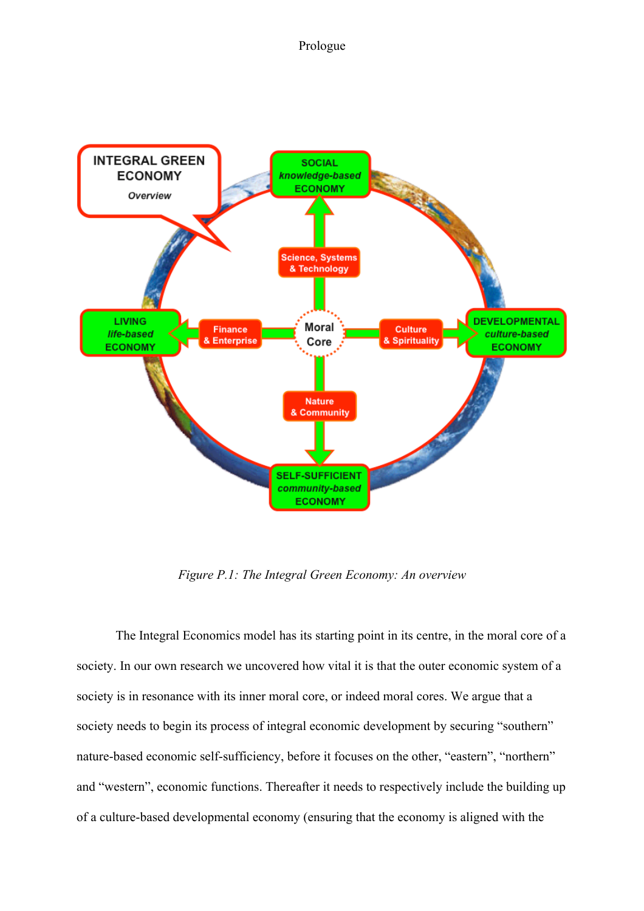Figure P.1: The Integral Green Economy: An overview

The Integral Economics model has its starting point in its centre, in the moral core of a society. In our own research we uncovered how vital it is that the outer economic system of a society is in resonance with its inner moral core, or indeed moral cores. We argue that a society needs to begin its process of integral economic development by securing "southern" nature-based economic self-sufficiency, before it focuses on the other, "eastern", "northern" and "western", economic functions. Thereafter it needs to respectively include the building up of a culture-based developmental economy (ensuring that the economy is aligned with the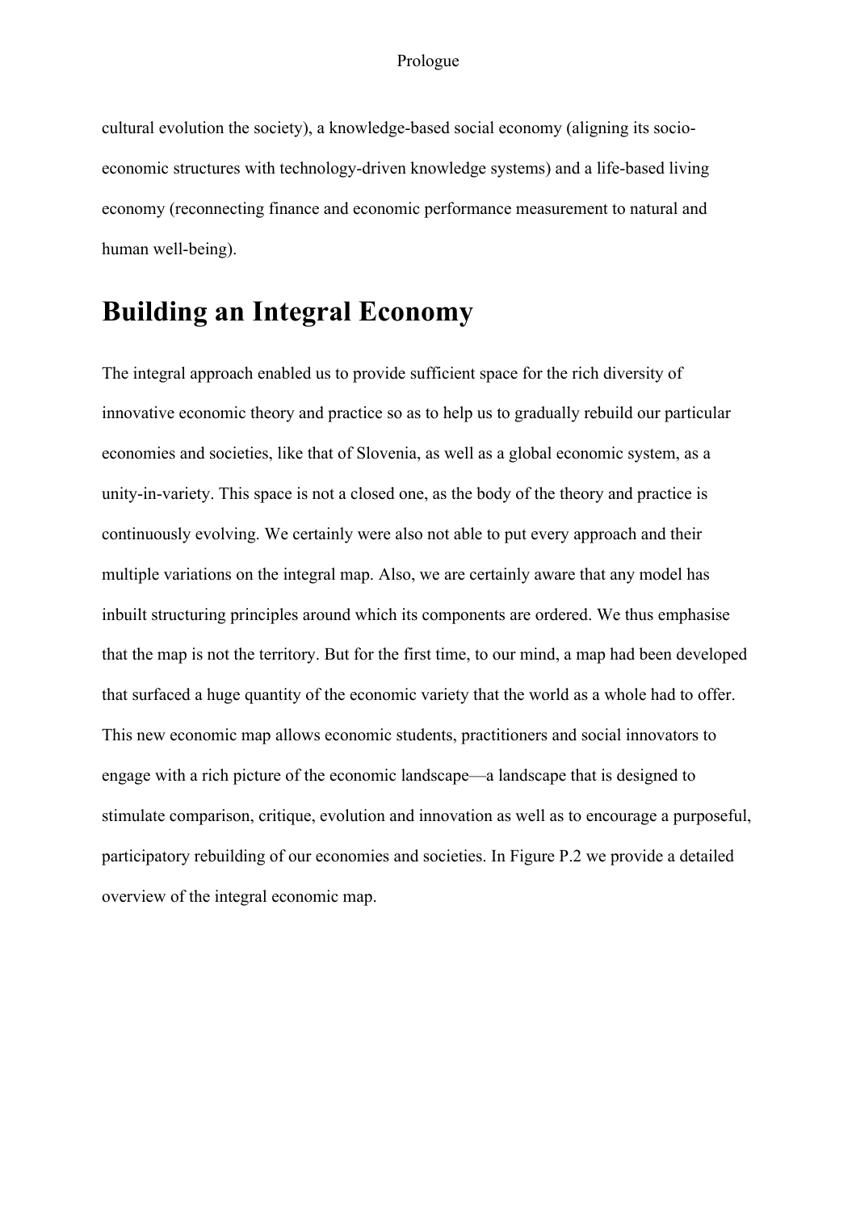cultural evolution the society), a knowledge-based social economy (aligning its socio-economic structures with technology-driven knowledge systems) and a life-based living economy (reconnecting finance and economic performance measurement to natural and human well-being).

# Building an Integral Economy

The integral approach enabled us to provide sufficient space for the rich diversity of innovative economic theory and practice so as to help us to gradually rebuild our particular economies and societies, like that of Slovenia, as well as a global economic system, as a unity-in-variety. This space is not a closed one, as the body of the theory and practice is continuously evolving. We certainly were also not able to put every approach and their multiple variations on the integral map. Also, we are certainly aware that any model has inbuilt structuring principles around which its components are ordered. We thus emphasise that the map is not the territory. But for the first time, to our mind, a map had been developed that surfaced a huge quantity of the economic variety that the world as a whole had to offer. This new economic map allows economic students, practitioners and social innovators to engage with a rich picture of the economic landscape—a landscape that is designed to stimulate comparison, critique, evolution and innovation as well as to encourage a purposeful, participatory rebuilding of our economies and societies. In Figure P.2 we provide a detailed overview of the integral economic map.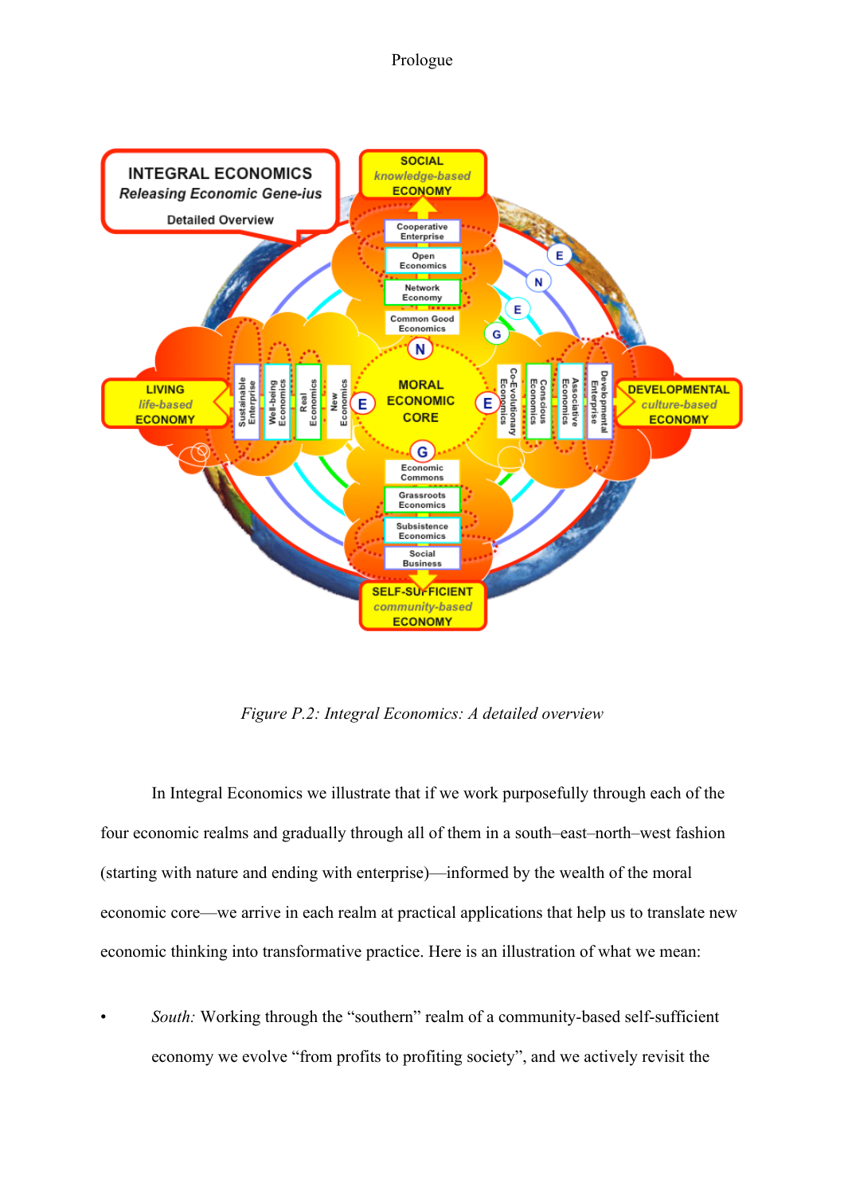*Figure P.2: Integral Economics: A detailed overview*

In Integral Economics we illustrate that if we work purposefully through each of the four economic realms and gradually through all of them in a south–east–north–west fashion (starting with nature and ending with enterprise)—informed by the wealth of the moral economic core—we arrive in each realm at practical applications that help us to translate new economic thinking into transformative practice. Here is an illustration of what we mean:

- *South:* Working through the "southern" realm of a community-based self-sufficient economy we evolve "from profits to profiting society", and we actively revisit the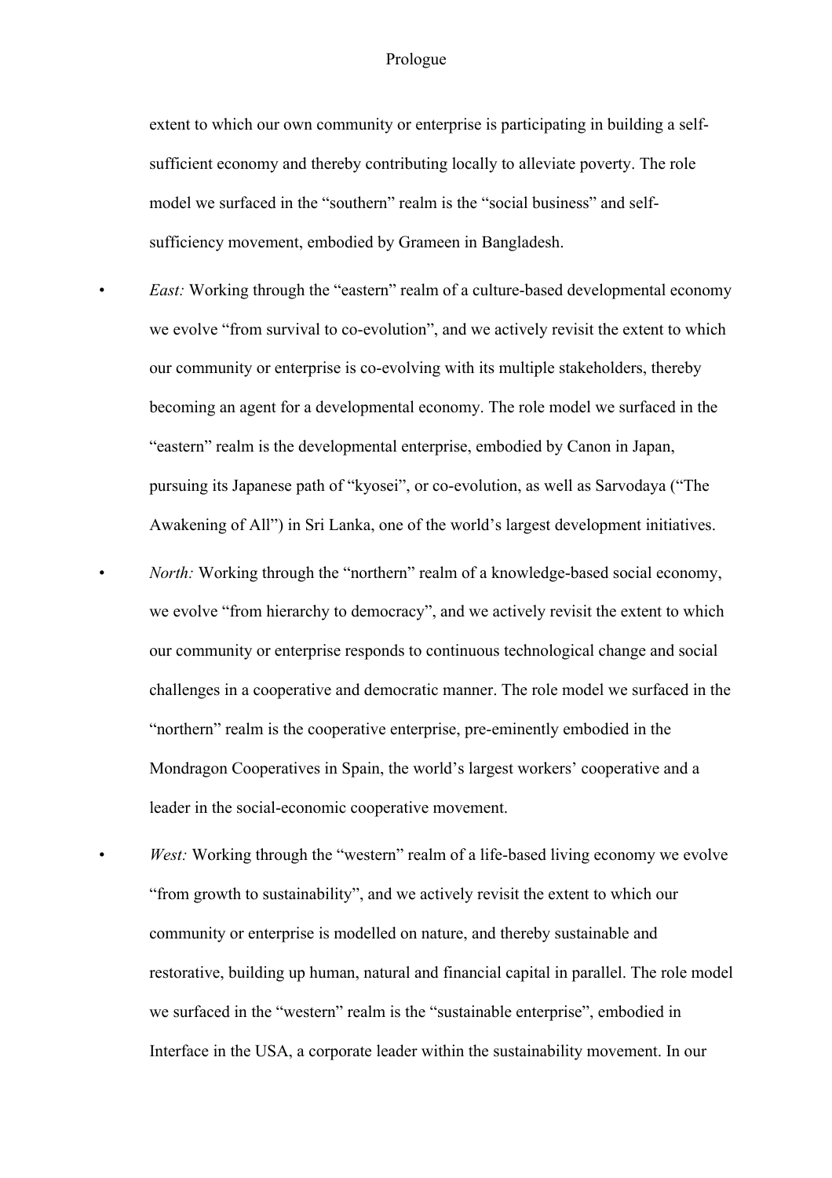extent to which our own community or enterprise is participating in building a self-sufficient economy and thereby contributing locally to alleviate poverty. The role model we surfaced in the "southern" realm is the "social business" and self-sufficiency movement, embodied by Grameen in Bangladesh.

- *East:* Working through the "eastern" realm of a culture-based developmental economy we evolve "from survival to co-evolution", and we actively revisit the extent to which our community or enterprise is co-evolving with its multiple stakeholders, thereby becoming an agent for a developmental economy. The role model we surfaced in the "eastern" realm is the developmental enterprise, embodied by Canon in Japan, pursuing its Japanese path of "kyosei", or co-evolution, as well as Sarvodaya ("The Awakening of All") in Sri Lanka, one of the world's largest development initiatives.
- *North:* Working through the "northern" realm of a knowledge-based social economy, we evolve "from hierarchy to democracy", and we actively revisit the extent to which our community or enterprise responds to continuous technological change and social challenges in a cooperative and democratic manner. The role model we surfaced in the "northern" realm is the cooperative enterprise, pre-eminently embodied in the Mondragon Cooperatives in Spain, the world's largest workers' cooperative and a leader in the social-economic cooperative movement.
- *West:* Working through the "western" realm of a life-based living economy we evolve "from growth to sustainability", and we actively revisit the extent to which our community or enterprise is modelled on nature, and thereby sustainable and restorative, building up human, natural and financial capital in parallel. The role model we surfaced in the "western" realm is the "sustainable enterprise", embodied in Interface in the USA, a corporate leader within the sustainability movement. In our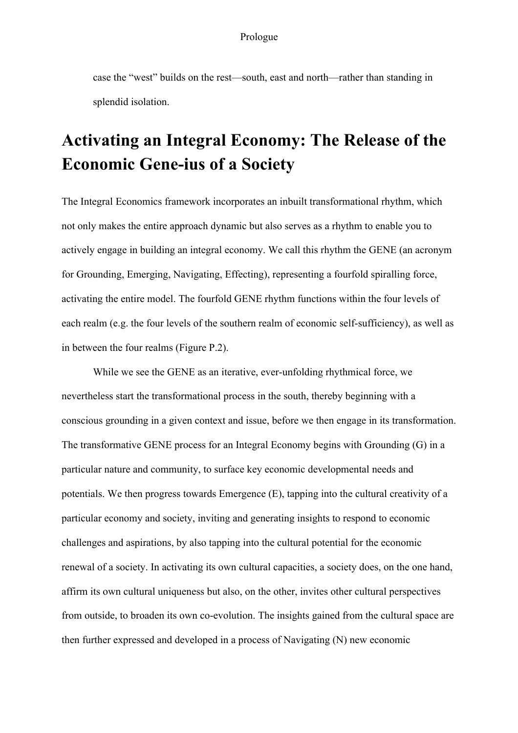case the "west" builds on the rest—south, east and north—rather than standing in splendid isolation.

# Activating an Integral Economy: The Release of the Economic Gene-ius of a Society

The Integral Economics framework incorporates an inbuilt transformational rhythm, which not only makes the entire approach dynamic but also serves as a rhythm to enable you to actively engage in building an integral economy. We call this rhythm the GENE (an acronym for Grounding, Emerging, Navigating, Effecting), representing a fourfold spiralling force, activating the entire model. The fourfold GENE rhythm functions within the four levels of each realm (e.g. the four levels of the southern realm of economic self-sufficiency), as well as in between the four realms (Figure P.2).

While we see the GENE as an iterative, ever-unfolding rhythmical force, we nevertheless start the transformational process in the south, thereby beginning with a conscious grounding in a given context and issue, before we then engage in its transformation. The transformative GENE process for an Integral Economy begins with Grounding (G) in a particular nature and community, to surface key economic developmental needs and potentials. We then progress towards Emergence (E), tapping into the cultural creativity of a particular economy and society, inviting and generating insights to respond to economic challenges and aspirations, by also tapping into the cultural potential for the economic renewal of a society. In activating its own cultural capacities, a society does, on the one hand, affirm its own cultural uniqueness but also, on the other, invites other cultural perspectives from outside, to broaden its own co-evolution. The insights gained from the cultural space are then further expressed and developed in a process of Navigating (N) new economic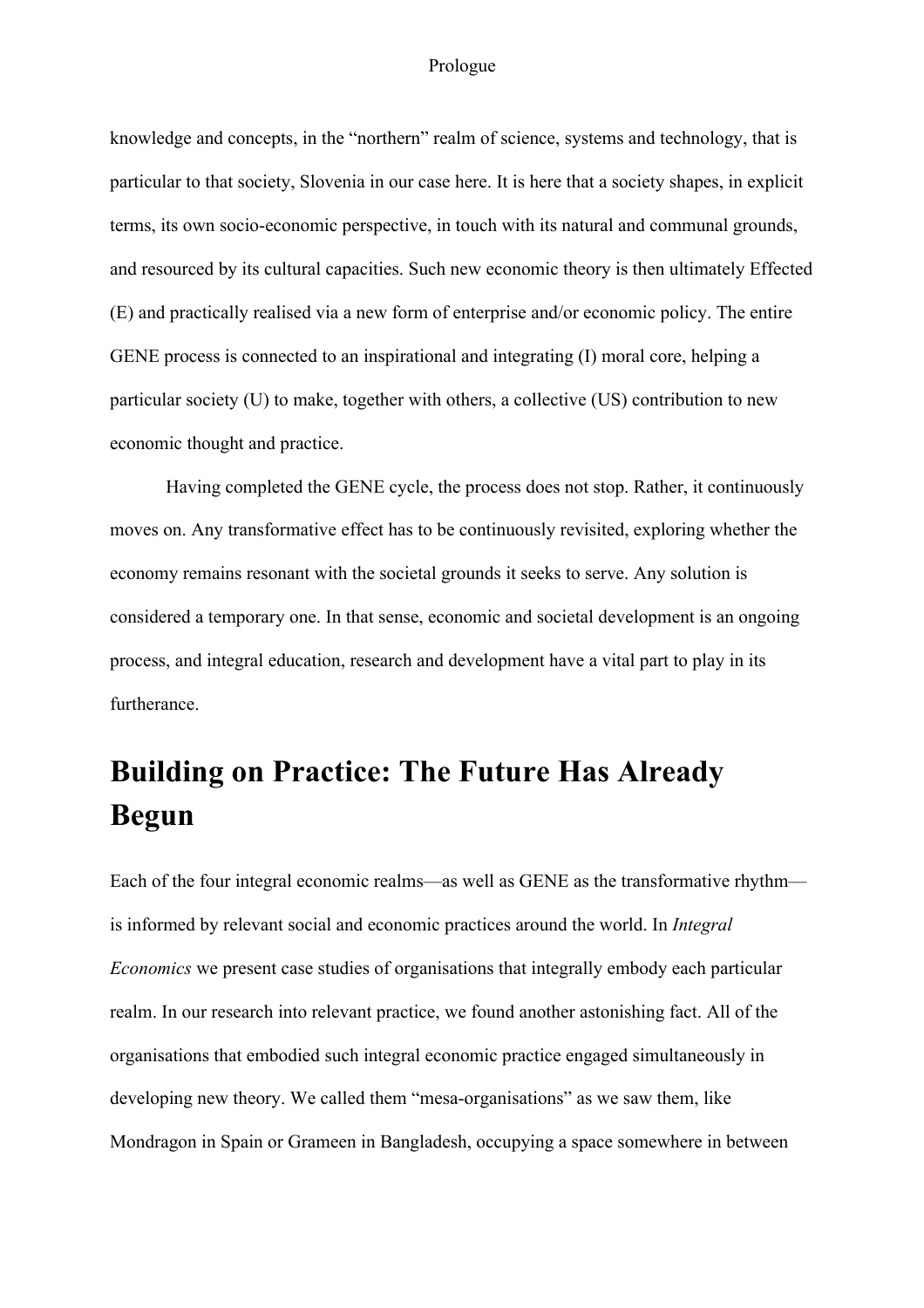knowledge and concepts, in the "northern" realm of science, systems and technology, that is particular to that society, Slovenia in our case here. It is here that a society shapes, in explicit terms, its own socio-economic perspective, in touch with its natural and communal grounds, and resourced by its cultural capacities. Such new economic theory is then ultimately Effected (E) and practically realised via a new form of enterprise and/or economic policy. The entire GENE process is connected to an inspirational and integrating (I) moral core, helping a particular society (U) to make, together with others, a collective (US) contribution to new economic thought and practice.

Having completed the GENE cycle, the process does not stop. Rather, it continuously moves on. Any transformative effect has to be continuously revisited, exploring whether the economy remains resonant with the societal grounds it seeks to serve. Any solution is considered a temporary one. In that sense, economic and societal development is an ongoing process, and integral education, research and development have a vital part to play in its furtherance.

# Building on Practice: The Future Has Already Begun

Each of the four integral economic realms—as well as GENE as the transformative rhythm—is informed by relevant social and economic practices around the world. In *Integral Economics* we present case studies of organisations that integrally embody each particular realm. In our research into relevant practice, we found another astonishing fact. All of the organisations that embodied such integral economic practice engaged simultaneously in developing new theory. We called them "mesa-organisations" as we saw them, like Mondragon in Spain or Grameen in Bangladesh, occupying a space somewhere in between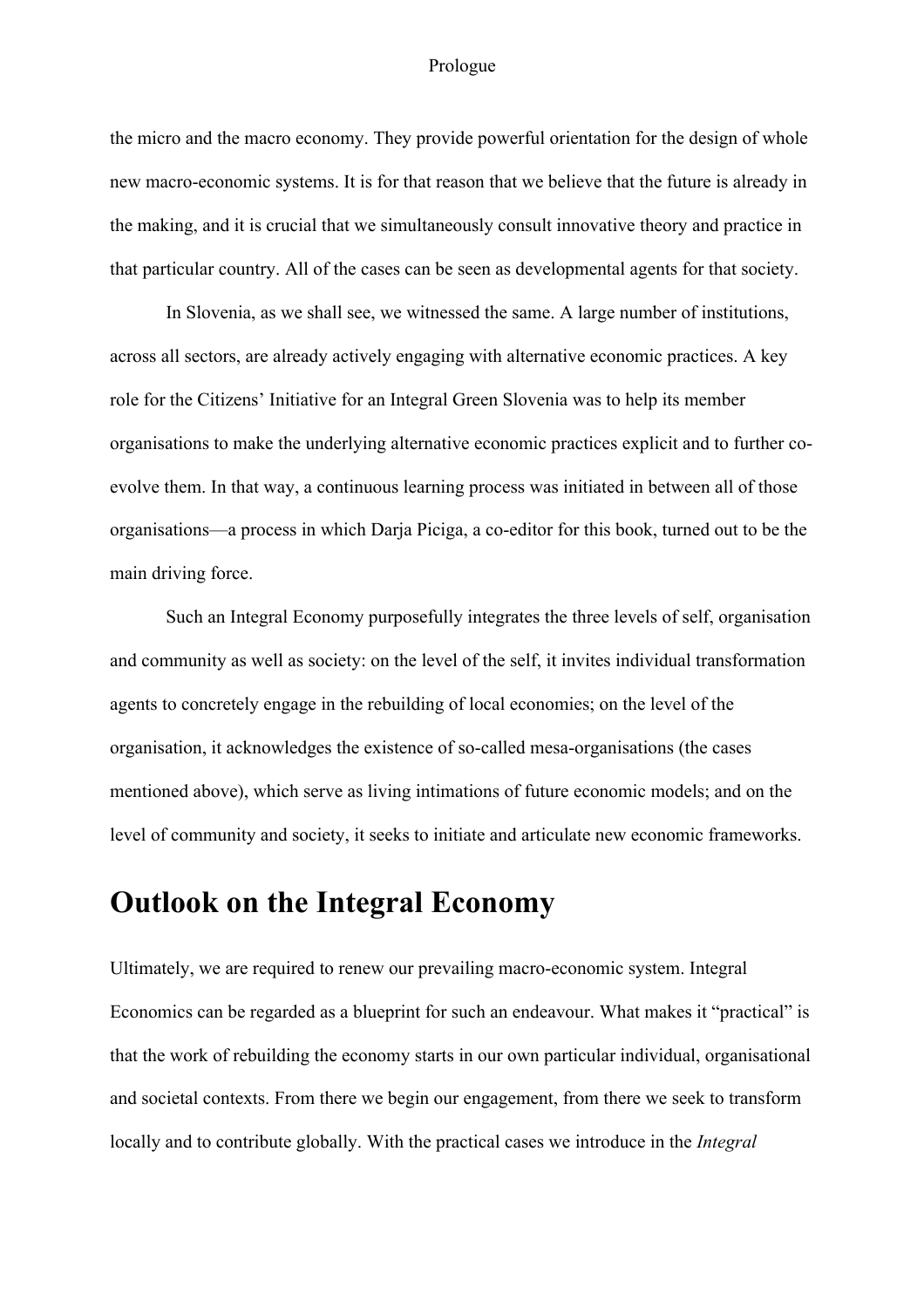the micro and the macro economy. They provide powerful orientation for the design of whole new macro-economic systems. It is for that reason that we believe that the future is already in the making, and it is crucial that we simultaneously consult innovative theory and practice in that particular country. All of the cases can be seen as developmental agents for that society.

In Slovenia, as we shall see, we witnessed the same. A large number of institutions, across all sectors, are already actively engaging with alternative economic practices. A key role for the Citizens' Initiative for an Integral Green Slovenia was to help its member organisations to make the underlying alternative economic practices explicit and to further co-evolve them. In that way, a continuous learning process was initiated in between all of those organisations—a process in which Darja Piciga, a co-editor for this book, turned out to be the main driving force.

Such an Integral Economy purposefully integrates the three levels of self, organisation and community as well as society: on the level of the self, it invites individual transformation agents to concretely engage in the rebuilding of local economies; on the level of the organisation, it acknowledges the existence of so-called mesa-organisations (the cases mentioned above), which serve as living intimations of future economic models; and on the level of community and society, it seeks to initiate and articulate new economic frameworks.

# Outlook on the Integral Economy

Ultimately, we are required to renew our prevailing macro-economic system. Integral Economics can be regarded as a blueprint for such an endeavour. What makes it "practical" is that the work of rebuilding the economy starts in our own particular individual, organisational and societal contexts. From there we begin our engagement, from there we seek to transform locally and to contribute globally. With the practical cases we introduce in the *Integral*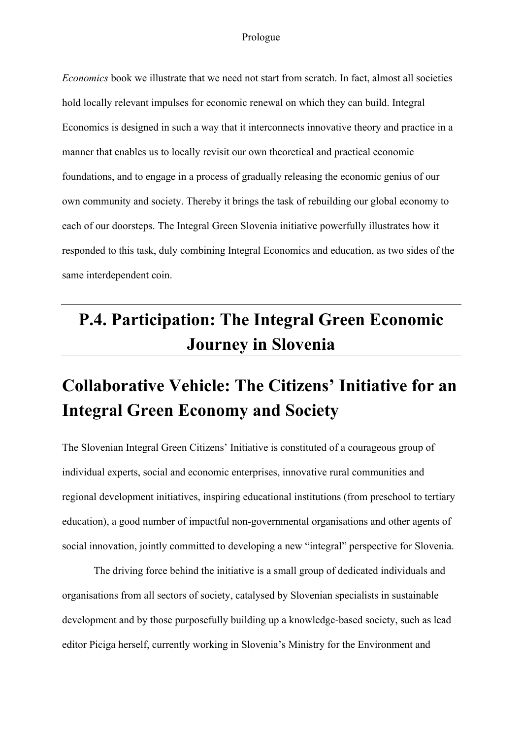*Economics* book we illustrate that we need not start from scratch. In fact, almost all societies hold locally relevant impulses for economic renewal on which they can build. Integral Economics is designed in such a way that it interconnects innovative theory and practice in a manner that enables us to locally revisit our own theoretical and practical economic foundations, and to engage in a process of gradually releasing the economic genius of our own community and society. Thereby it brings the task of rebuilding our global economy to each of our doorsteps. The Integral Green Slovenia initiative powerfully illustrates how it responded to this task, duly combining Integral Economics and education, as two sides of the same interdependent coin.

# P.4. Participation: The Integral Green Economic Journey in Slovenia

## Collaborative Vehicle: The Citizens' Initiative for an Integral Green Economy and Society

The Slovenian Integral Green Citizens' Initiative is constituted of a courageous group of individual experts, social and economic enterprises, innovative rural communities and regional development initiatives, inspiring educational institutions (from preschool to tertiary education), a good number of impactful non-governmental organisations and other agents of social innovation, jointly committed to developing a new "integral" perspective for Slovenia.

The driving force behind the initiative is a small group of dedicated individuals and organisations from all sectors of society, catalysed by Slovenian specialists in sustainable development and by those purposefully building up a knowledge-based society, such as lead editor Piciga herself, currently working in Slovenia's Ministry for the Environment and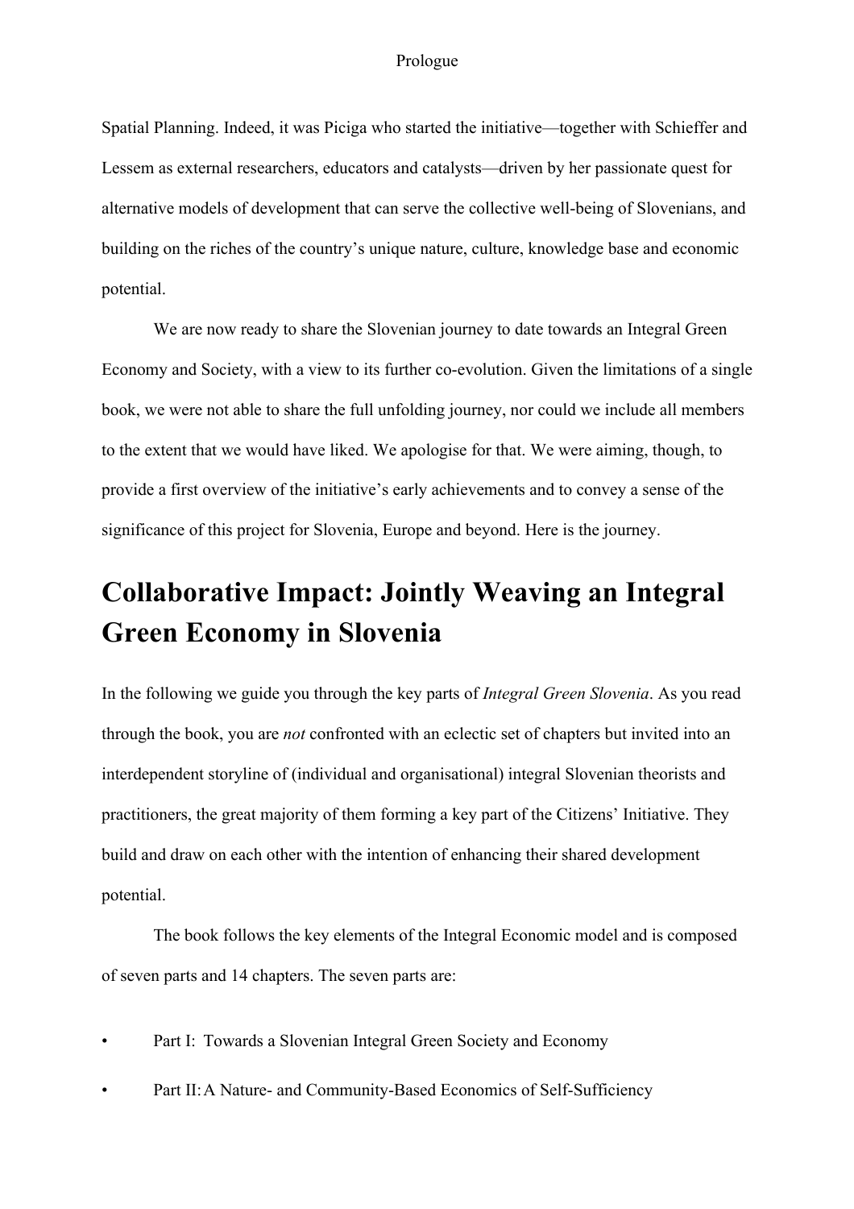Spatial Planning. Indeed, it was Piciga who started the initiative—together with Schieffer and Lessem as external researchers, educators and catalysts—driven by her passionate quest for alternative models of development that can serve the collective well-being of Slovenians, and building on the riches of the country's unique nature, culture, knowledge base and economic potential.

We are now ready to share the Slovenian journey to date towards an Integral Green Economy and Society, with a view to its further co-evolution. Given the limitations of a single book, we were not able to share the full unfolding journey, nor could we include all members to the extent that we would have liked. We apologise for that. We were aiming, though, to provide a first overview of the initiative's early achievements and to convey a sense of the significance of this project for Slovenia, Europe and beyond. Here is the journey.

# Collaborative Impact: Jointly Weaving an Integral Green Economy in Slovenia

In the following we guide you through the key parts of *Integral Green Slovenia*. As you read through the book, you are *not* confronted with an eclectic set of chapters but invited into an interdependent storyline of (individual and organisational) integral Slovenian theorists and practitioners, the great majority of them forming a key part of the Citizens' Initiative. They build and draw on each other with the intention of enhancing their shared development potential.

The book follows the key elements of the Integral Economic model and is composed of seven parts and 14 chapters. The seven parts are:

- Part I: Towards a Slovenian Integral Green Society and Economy
- Part II: A Nature- and Community-Based Economics of Self-Sufficiency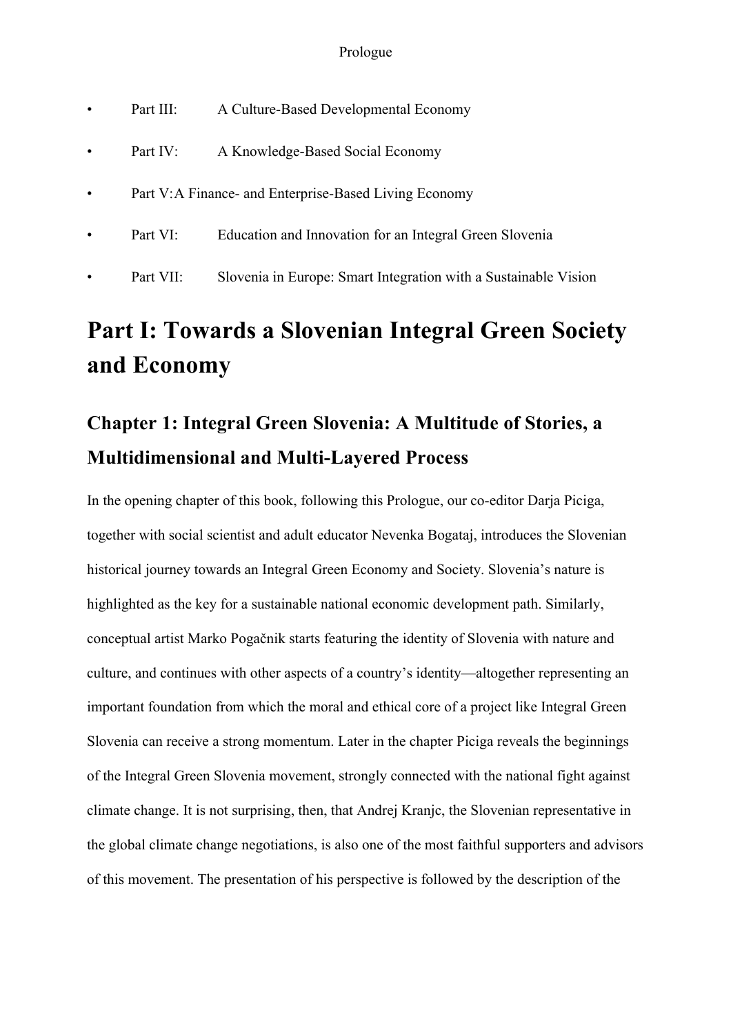- Part III: A Culture-Based Developmental Economy
- Part IV: A Knowledge-Based Social Economy
- Part V: A Finance- and Enterprise-Based Living Economy
- Part VI: Education and Innovation for an Integral Green Slovenia
- Part VII: Slovenia in Europe: Smart Integration with a Sustainable Vision

# Part I: Towards a Slovenian Integral Green Society and Economy

## Chapter 1: Integral Green Slovenia: A Multitude of Stories, a Multidimensional and Multi-Layered Process

In the opening chapter of this book, following this Prologue, our co-editor Darja Piciga, together with social scientist and adult educator Nevenka Bogataj, introduces the Slovenian historical journey towards an Integral Green Economy and Society. Slovenia's nature is highlighted as the key for a sustainable national economic development path. Similarly, conceptual artist Marko Pogačnik starts featuring the identity of Slovenia with nature and culture, and continues with other aspects of a country's identity—altogether representing an important foundation from which the moral and ethical core of a project like Integral Green Slovenia can receive a strong momentum. Later in the chapter Piciga reveals the beginnings of the Integral Green Slovenia movement, strongly connected with the national fight against climate change. It is not surprising, then, that Andrej Kranjc, the Slovenian representative in the global climate change negotiations, is also one of the most faithful supporters and advisors of this movement. The presentation of his perspective is followed by the description of the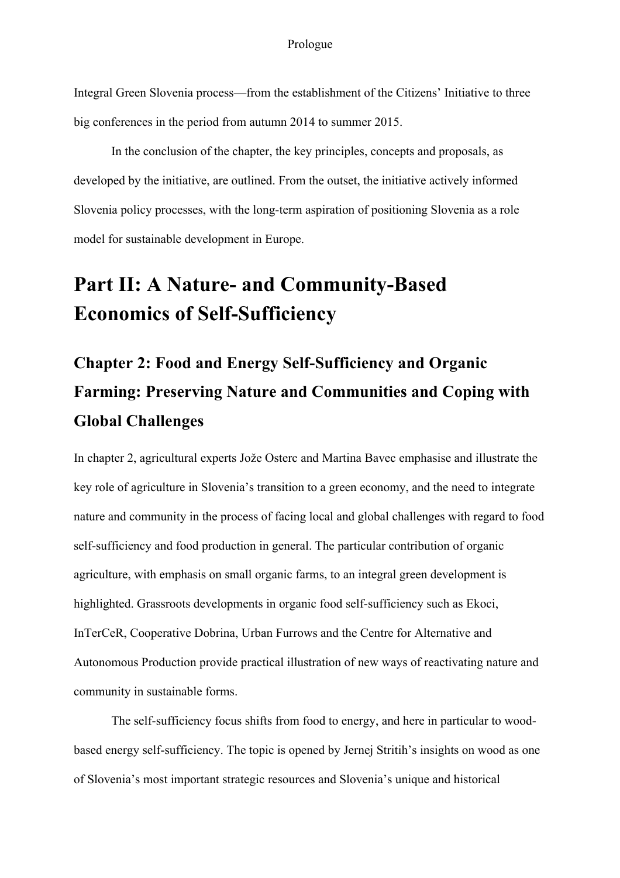Integral Green Slovenia process—from the establishment of the Citizens' Initiative to three big conferences in the period from autumn 2014 to summer 2015.

In the conclusion of the chapter, the key principles, concepts and proposals, as developed by the initiative, are outlined. From the outset, the initiative actively informed Slovenia policy processes, with the long-term aspiration of positioning Slovenia as a role model for sustainable development in Europe.

# Part II: A Nature- and Community-Based Economics of Self-Sufficiency

## Chapter 2: Food and Energy Self-Sufficiency and Organic Farming: Preserving Nature and Communities and Coping with Global Challenges

In chapter 2, agricultural experts Jože Osterc and Martina Bavec emphasise and illustrate the key role of agriculture in Slovenia's transition to a green economy, and the need to integrate nature and community in the process of facing local and global challenges with regard to food self-sufficiency and food production in general. The particular contribution of organic agriculture, with emphasis on small organic farms, to an integral green development is highlighted. Grassroots developments in organic food self-sufficiency such as Ekoci, InTerCeR, Cooperative Dobrina, Urban Furrows and the Centre for Alternative and Autonomous Production provide practical illustration of new ways of reactivating nature and community in sustainable forms.

The self-sufficiency focus shifts from food to energy, and here in particular to wood-based energy self-sufficiency. The topic is opened by Jernej Stritih's insights on wood as one of Slovenia's most important strategic resources and Slovenia's unique and historical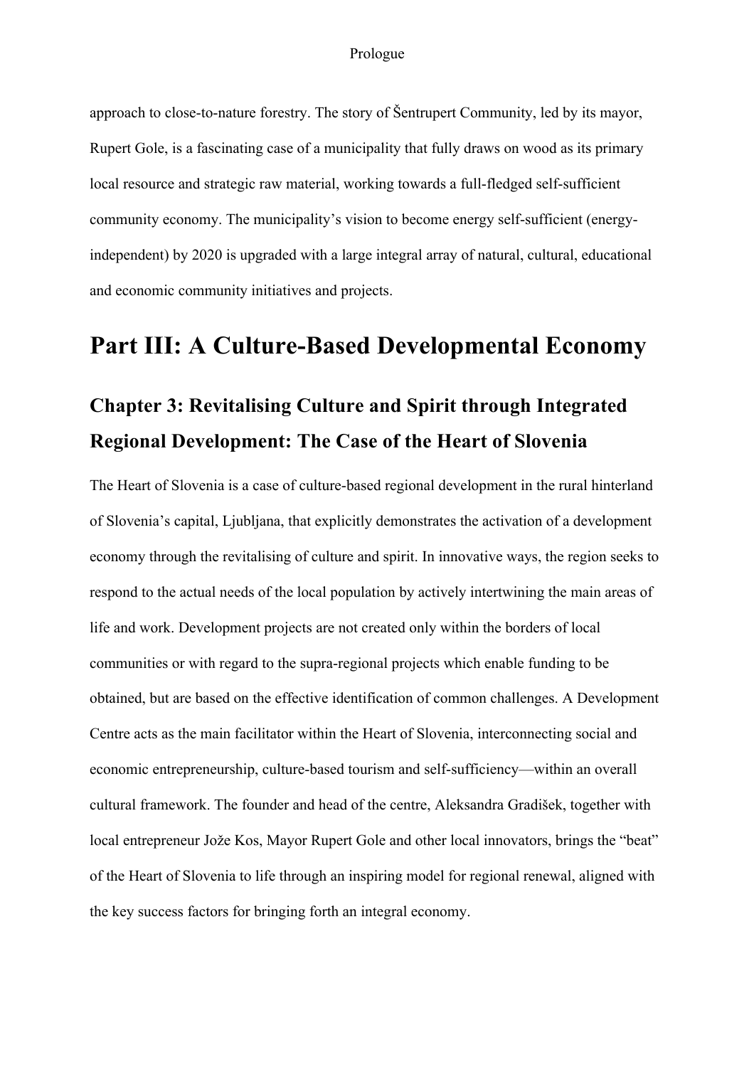approach to close-to-nature forestry. The story of Šentrupert Community, led by its mayor, Rupert Gole, is a fascinating case of a municipality that fully draws on wood as its primary local resource and strategic raw material, working towards a full-fledged self-sufficient community economy. The municipality's vision to become energy self-sufficient (energy-independent) by 2020 is upgraded with a large integral array of natural, cultural, educational and economic community initiatives and projects.

# Part III: A Culture-Based Developmental Economy

## Chapter 3: Revitalising Culture and Spirit through Integrated Regional Development: The Case of the Heart of Slovenia

The Heart of Slovenia is a case of culture-based regional development in the rural hinterland of Slovenia's capital, Ljubljana, that explicitly demonstrates the activation of a development economy through the revitalising of culture and spirit. In innovative ways, the region seeks to respond to the actual needs of the local population by actively intertwining the main areas of life and work. Development projects are not created only within the borders of local communities or with regard to the supra-regional projects which enable funding to be obtained, but are based on the effective identification of common challenges. A Development Centre acts as the main facilitator within the Heart of Slovenia, interconnecting social and economic entrepreneurship, culture-based tourism and self-sufficiency—within an overall cultural framework. The founder and head of the centre, Aleksandra Gradišek, together with local entrepreneur Jože Kos, Mayor Rupert Gole and other local innovators, brings the "beat" of the Heart of Slovenia to life through an inspiring model for regional renewal, aligned with the key success factors for bringing forth an integral economy.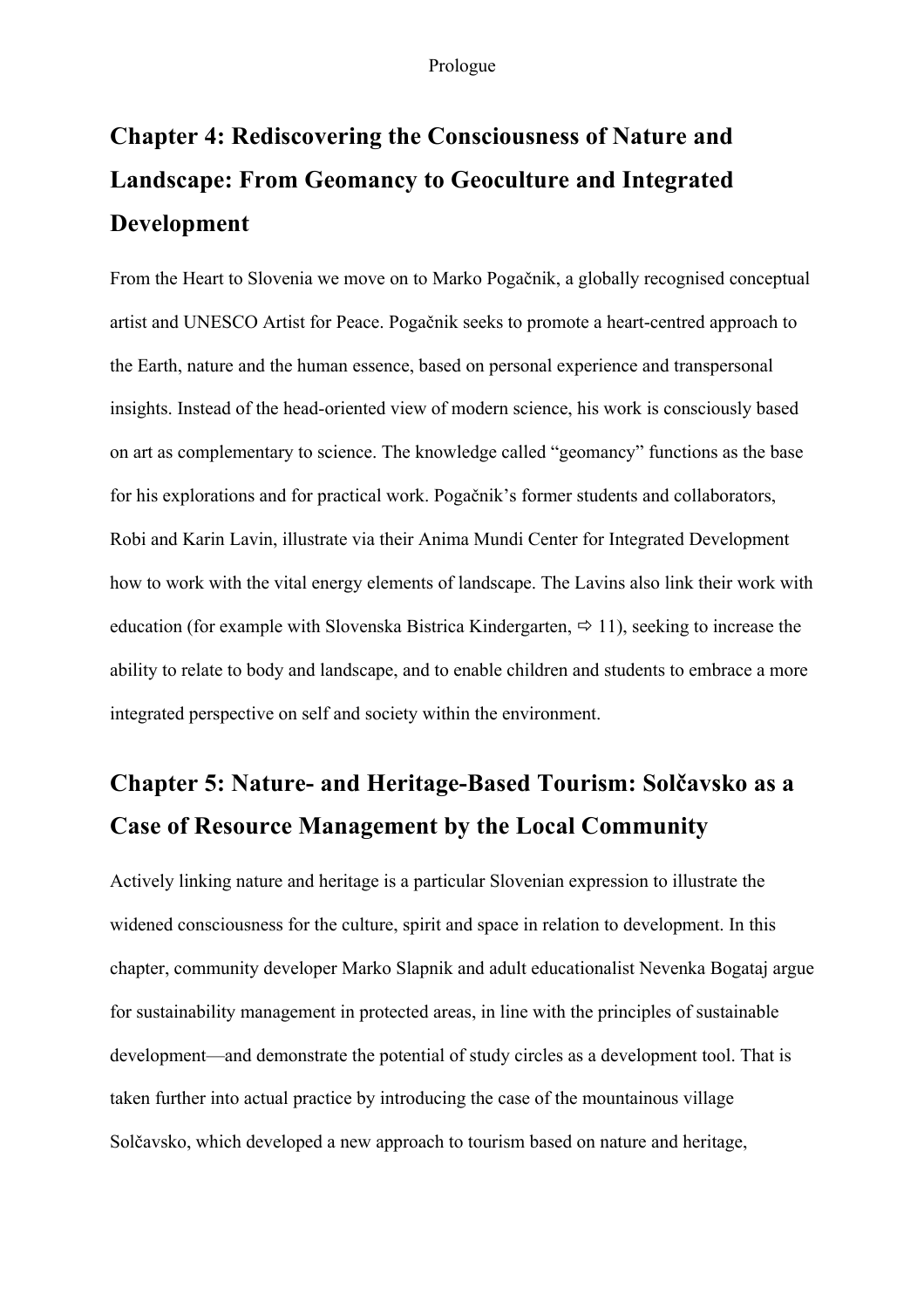## Chapter 4: Rediscovering the Consciousness of Nature and Landscape: From Geomancy to Geoculture and Integrated Development

From the Heart to Slovenia we move on to Marko Pogačnik, a globally recognised conceptual artist and UNESCO Artist for Peace. Pogačnik seeks to promote a heart-centred approach to the Earth, nature and the human essence, based on personal experience and transpersonal insights. Instead of the head-oriented view of modern science, his work is consciously based on art as complementary to science. The knowledge called "geomancy" functions as the base for his explorations and for practical work. Pogačnik's former students and collaborators, Robi and Karin Lavin, illustrate via their Anima Mundi Center for Integrated Development how to work with the vital energy elements of landscape. The Lavins also link their work with education (for example with Slovenska Bistrica Kindergarten, ⇨ 11), seeking to increase the ability to relate to body and landscape, and to enable children and students to embrace a more integrated perspective on self and society within the environment.

## Chapter 5: Nature- and Heritage-Based Tourism: Solčavsko as a Case of Resource Management by the Local Community

Actively linking nature and heritage is a particular Slovenian expression to illustrate the widened consciousness for the culture, spirit and space in relation to development. In this chapter, community developer Marko Slapnik and adult educationalist Nevenka Bogataj argue for sustainability management in protected areas, in line with the principles of sustainable development—and demonstrate the potential of study circles as a development tool. That is taken further into actual practice by introducing the case of the mountainous village Solčavsko, which developed a new approach to tourism based on nature and heritage,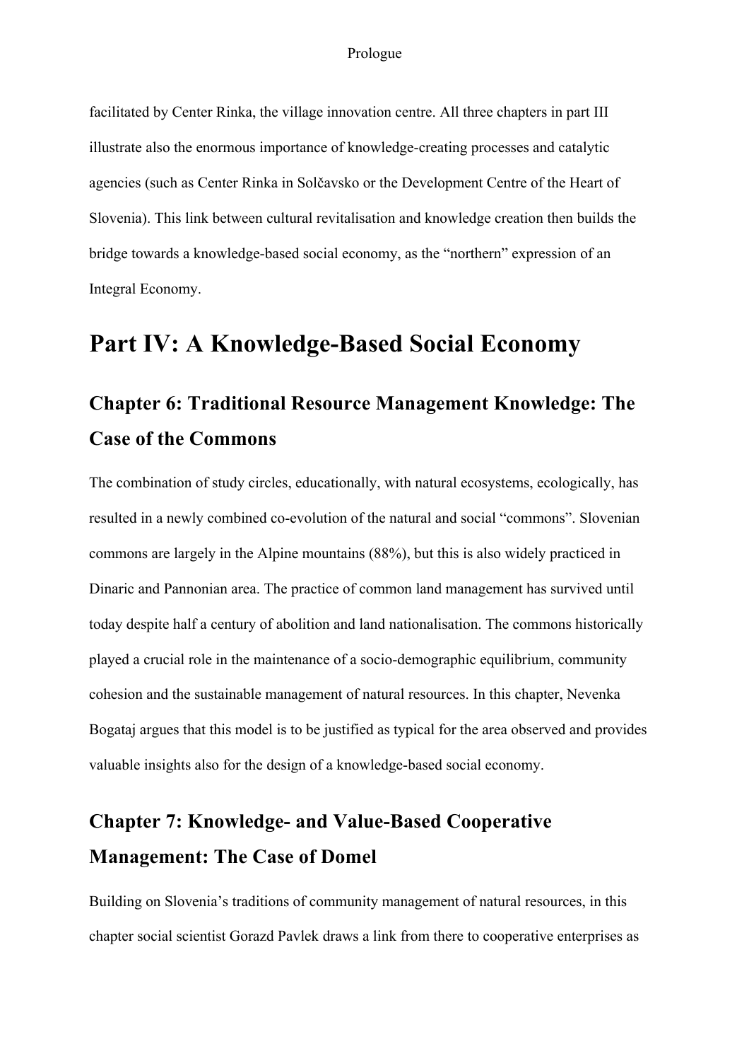facilitated by Center Rinka, the village innovation centre. All three chapters in part III illustrate also the enormous importance of knowledge-creating processes and catalytic agencies (such as Center Rinka in Solčavsko or the Development Centre of the Heart of Slovenia). This link between cultural revitalisation and knowledge creation then builds the bridge towards a knowledge-based social economy, as the "northern" expression of an Integral Economy.

# Part IV: A Knowledge-Based Social Economy

## Chapter 6: Traditional Resource Management Knowledge: The Case of the Commons

The combination of study circles, educationally, with natural ecosystems, ecologically, has resulted in a newly combined co-evolution of the natural and social "commons". Slovenian commons are largely in the Alpine mountains (88%), but this is also widely practiced in Dinaric and Pannonian area. The practice of common land management has survived until today despite half a century of abolition and land nationalisation. The commons historically played a crucial role in the maintenance of a socio-demographic equilibrium, community cohesion and the sustainable management of natural resources. In this chapter, Nevenka Bogataj argues that this model is to be justified as typical for the area observed and provides valuable insights also for the design of a knowledge-based social economy.

## Chapter 7: Knowledge- and Value-Based Cooperative Management: The Case of Domel

Building on Slovenia's traditions of community management of natural resources, in this chapter social scientist Gorazd Pavlek draws a link from there to cooperative enterprises as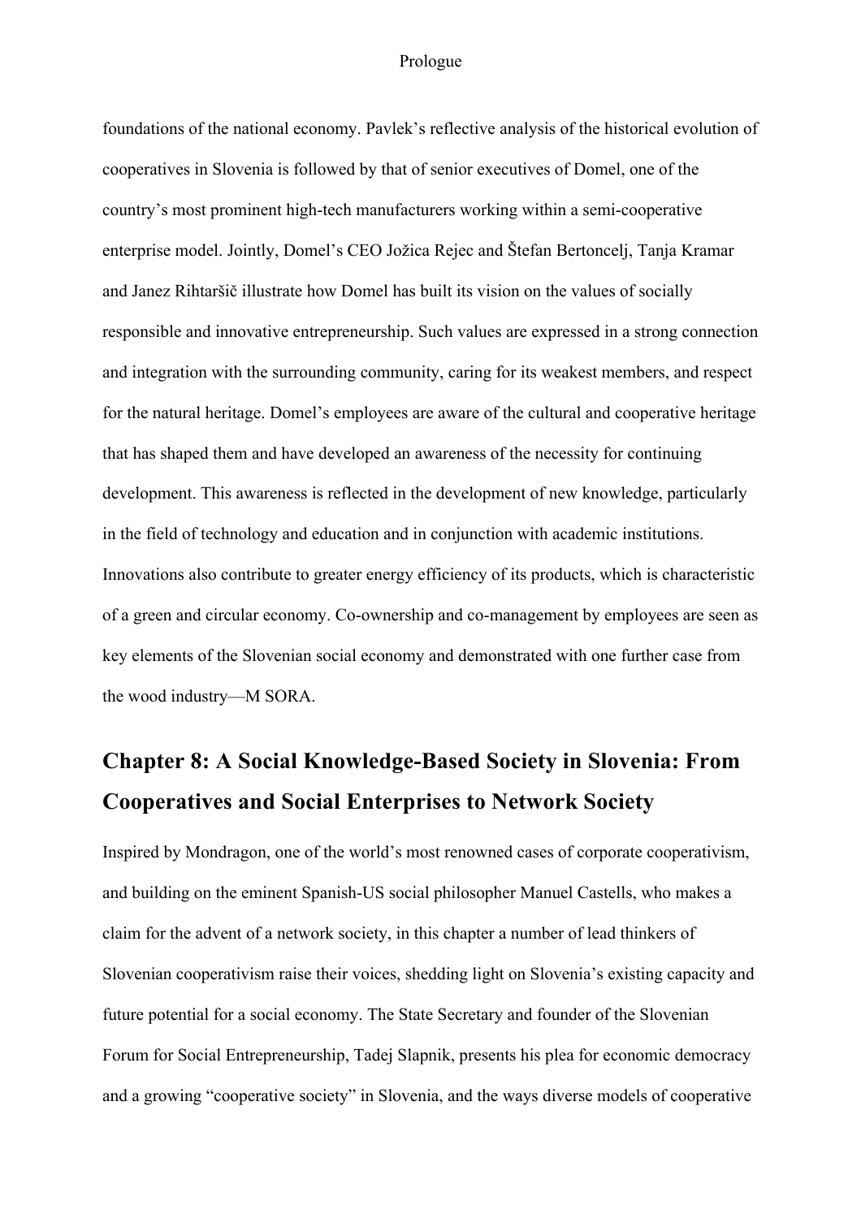foundations of the national economy. Pavlek's reflective analysis of the historical evolution of cooperatives in Slovenia is followed by that of senior executives of Domel, one of the country's most prominent high-tech manufacturers working within a semi-cooperative enterprise model. Jointly, Domel's CEO Jožica Rejec and Štefan Bertoncelj, Tanja Kramar and Janez Rihtaršič illustrate how Domel has built its vision on the values of socially responsible and innovative entrepreneurship. Such values are expressed in a strong connection and integration with the surrounding community, caring for its weakest members, and respect for the natural heritage. Domel's employees are aware of the cultural and cooperative heritage that has shaped them and have developed an awareness of the necessity for continuing development. This awareness is reflected in the development of new knowledge, particularly in the field of technology and education and in conjunction with academic institutions. Innovations also contribute to greater energy efficiency of its products, which is characteristic of a green and circular economy. Co-ownership and co-management by employees are seen as key elements of the Slovenian social economy and demonstrated with one further case from the wood industry—M SORA.

## Chapter 8: A Social Knowledge-Based Society in Slovenia: From Cooperatives and Social Enterprises to Network Society

Inspired by Mondragon, one of the world's most renowned cases of corporate cooperativism, and building on the eminent Spanish-US social philosopher Manuel Castells, who makes a claim for the advent of a network society, in this chapter a number of lead thinkers of Slovenian cooperativism raise their voices, shedding light on Slovenia's existing capacity and future potential for a social economy. The State Secretary and founder of the Slovenian Forum for Social Entrepreneurship, Tadej Slapnik, presents his plea for economic democracy and a growing "cooperative society" in Slovenia, and the ways diverse models of cooperative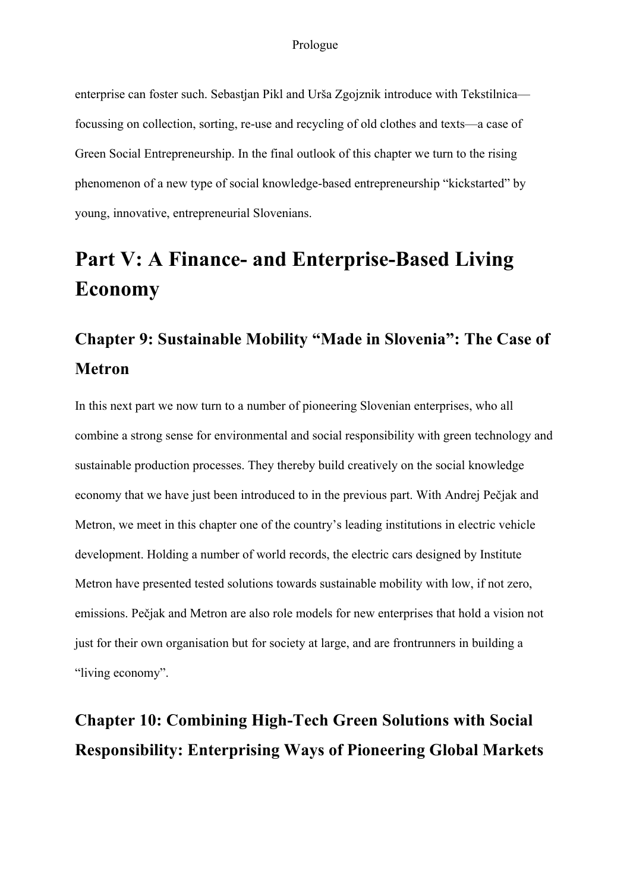enterprise can foster such. Sebastjan Pikl and Urša Zgojznik introduce with Tekstilnica—focussing on collection, sorting, re-use and recycling of old clothes and texts—a case of Green Social Entrepreneurship. In the final outlook of this chapter we turn to the rising phenomenon of a new type of social knowledge-based entrepreneurship "kickstarted" by young, innovative, entrepreneurial Slovenians.

# Part V: A Finance- and Enterprise-Based Living Economy

## Chapter 9: Sustainable Mobility "Made in Slovenia": The Case of Metron

In this next part we now turn to a number of pioneering Slovenian enterprises, who all combine a strong sense for environmental and social responsibility with green technology and sustainable production processes. They thereby build creatively on the social knowledge economy that we have just been introduced to in the previous part. With Andrej Pečjak and Metron, we meet in this chapter one of the country's leading institutions in electric vehicle development. Holding a number of world records, the electric cars designed by Institute Metron have presented tested solutions towards sustainable mobility with low, if not zero, emissions. Pečjak and Metron are also role models for new enterprises that hold a vision not just for their own organisation but for society at large, and are frontrunners in building a "living economy".

## Chapter 10: Combining High-Tech Green Solutions with Social Responsibility: Enterprising Ways of Pioneering Global Markets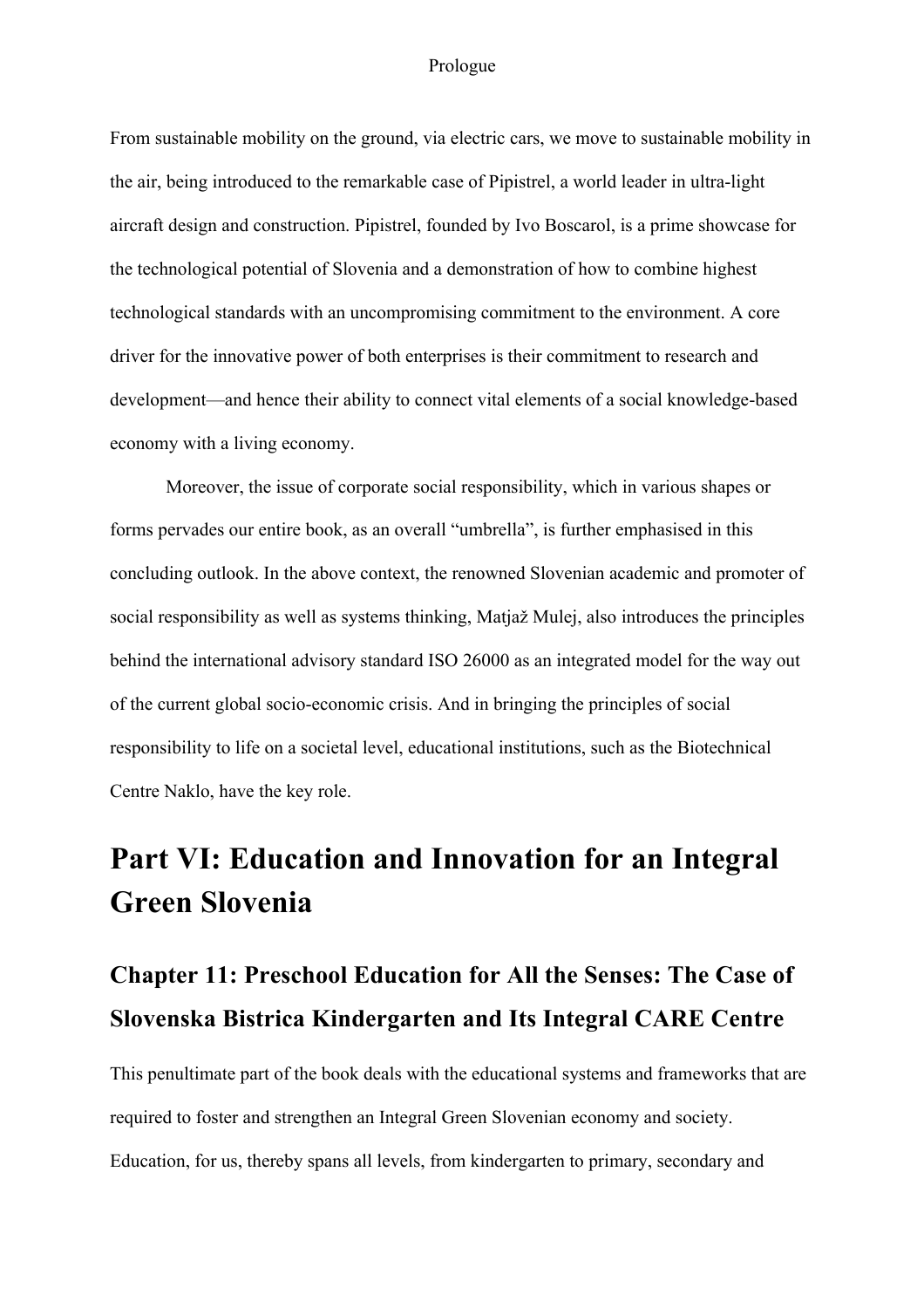From sustainable mobility on the ground, via electric cars, we move to sustainable mobility in the air, being introduced to the remarkable case of Pipistrel, a world leader in ultra-light aircraft design and construction. Pipistrel, founded by Ivo Boscarol, is a prime showcase for the technological potential of Slovenia and a demonstration of how to combine highest technological standards with an uncompromising commitment to the environment. A core driver for the innovative power of both enterprises is their commitment to research and development—and hence their ability to connect vital elements of a social knowledge-based economy with a living economy.

Moreover, the issue of corporate social responsibility, which in various shapes or forms pervades our entire book, as an overall "umbrella", is further emphasised in this concluding outlook. In the above context, the renowned Slovenian academic and promoter of social responsibility as well as systems thinking, Matjaž Mulej, also introduces the principles behind the international advisory standard ISO 26000 as an integrated model for the way out of the current global socio-economic crisis. And in bringing the principles of social responsibility to life on a societal level, educational institutions, such as the Biotechnical Centre Naklo, have the key role.

# Part VI: Education and Innovation for an Integral Green Slovenia

## Chapter 11: Preschool Education for All the Senses: The Case of Slovenska Bistrica Kindergarten and Its Integral CARE Centre

This penultimate part of the book deals with the educational systems and frameworks that are required to foster and strengthen an Integral Green Slovenian economy and society. Education, for us, thereby spans all levels, from kindergarten to primary, secondary and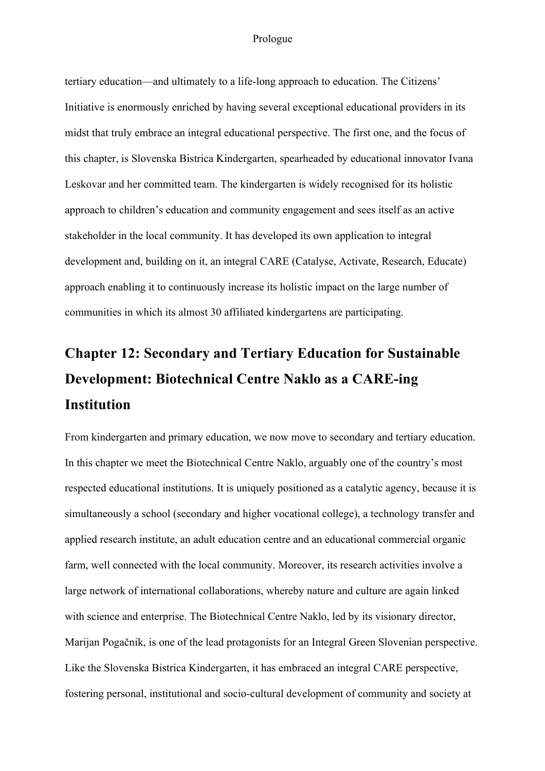tertiary education—and ultimately to a life-long approach to education. The Citizens' Initiative is enormously enriched by having several exceptional educational providers in its midst that truly embrace an integral educational perspective. The first one, and the focus of this chapter, is Slovenska Bistrica Kindergarten, spearheaded by educational innovator Ivana Leskovar and her committed team. The kindergarten is widely recognised for its holistic approach to children's education and community engagement and sees itself as an active stakeholder in the local community. It has developed its own application to integral development and, building on it, an integral CARE (Catalyse, Activate, Research, Educate) approach enabling it to continuously increase its holistic impact on the large number of communities in which its almost 30 affiliated kindergartens are participating.

## Chapter 12: Secondary and Tertiary Education for Sustainable Development: Biotechnical Centre Naklo as a CARE-ing Institution

From kindergarten and primary education, we now move to secondary and tertiary education. In this chapter we meet the Biotechnical Centre Naklo, arguably one of the country's most respected educational institutions. It is uniquely positioned as a catalytic agency, because it is simultaneously a school (secondary and higher vocational college), a technology transfer and applied research institute, an adult education centre and an educational commercial organic farm, well connected with the local community. Moreover, its research activities involve a large network of international collaborations, whereby nature and culture are again linked with science and enterprise. The Biotechnical Centre Naklo, led by its visionary director, Marijan Pogačnik, is one of the lead protagonists for an Integral Green Slovenian perspective. Like the Slovenska Bistrica Kindergarten, it has embraced an integral CARE perspective, fostering personal, institutional and socio-cultural development of community and society at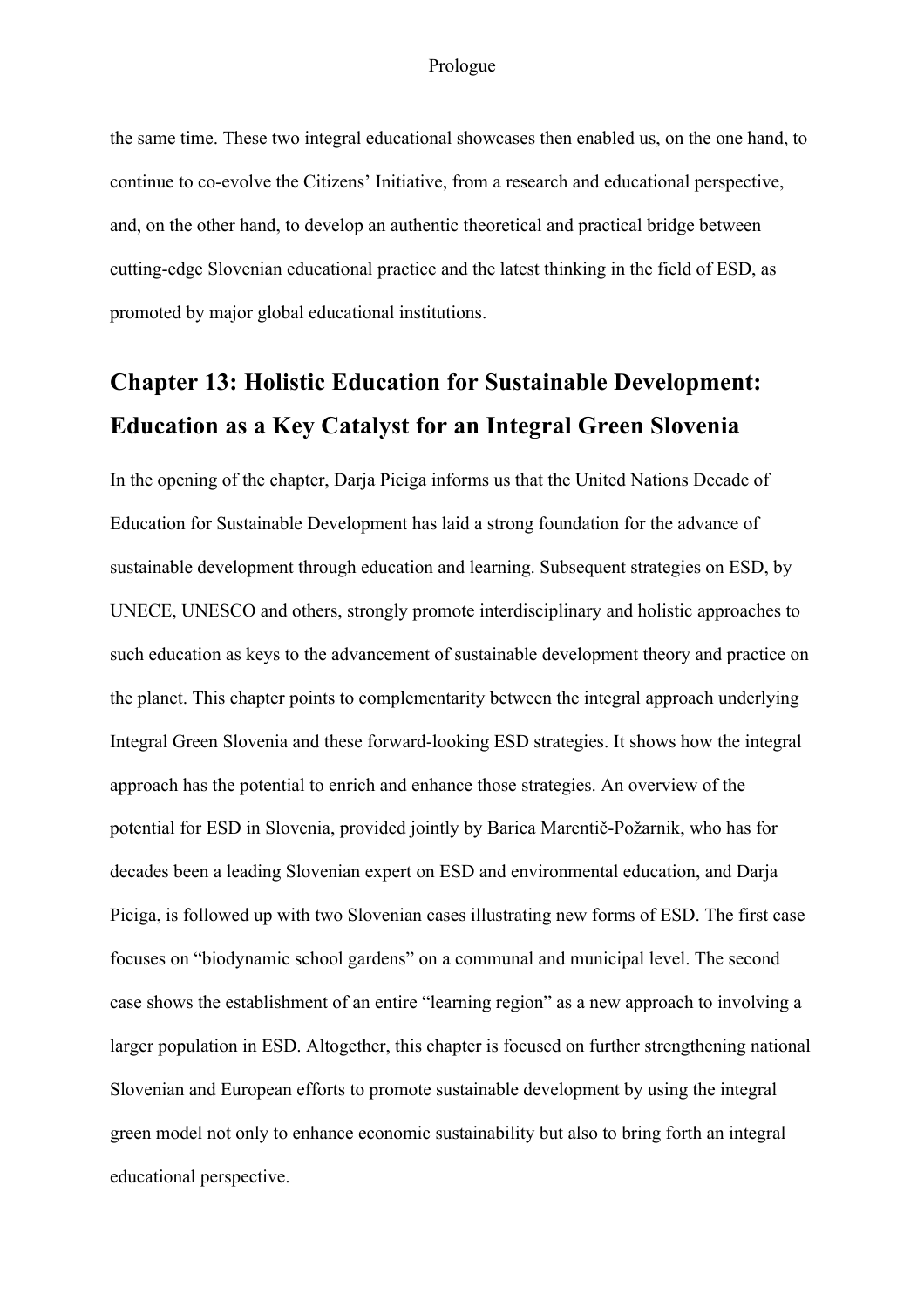the same time. These two integral educational showcases then enabled us, on the one hand, to continue to co-evolve the Citizens' Initiative, from a research and educational perspective, and, on the other hand, to develop an authentic theoretical and practical bridge between cutting-edge Slovenian educational practice and the latest thinking in the field of ESD, as promoted by major global educational institutions.

## Chapter 13: Holistic Education for Sustainable Development: Education as a Key Catalyst for an Integral Green Slovenia

In the opening of the chapter, Darja Piciga informs us that the United Nations Decade of Education for Sustainable Development has laid a strong foundation for the advance of sustainable development through education and learning. Subsequent strategies on ESD, by UNECE, UNESCO and others, strongly promote interdisciplinary and holistic approaches to such education as keys to the advancement of sustainable development theory and practice on the planet. This chapter points to complementarity between the integral approach underlying Integral Green Slovenia and these forward-looking ESD strategies. It shows how the integral approach has the potential to enrich and enhance those strategies. An overview of the potential for ESD in Slovenia, provided jointly by Barica Marentič-Požarnik, who has for decades been a leading Slovenian expert on ESD and environmental education, and Darja Piciga, is followed up with two Slovenian cases illustrating new forms of ESD. The first case focuses on "biodynamic school gardens" on a communal and municipal level. The second case shows the establishment of an entire "learning region" as a new approach to involving a larger population in ESD. Altogether, this chapter is focused on further strengthening national Slovenian and European efforts to promote sustainable development by using the integral green model not only to enhance economic sustainability but also to bring forth an integral educational perspective.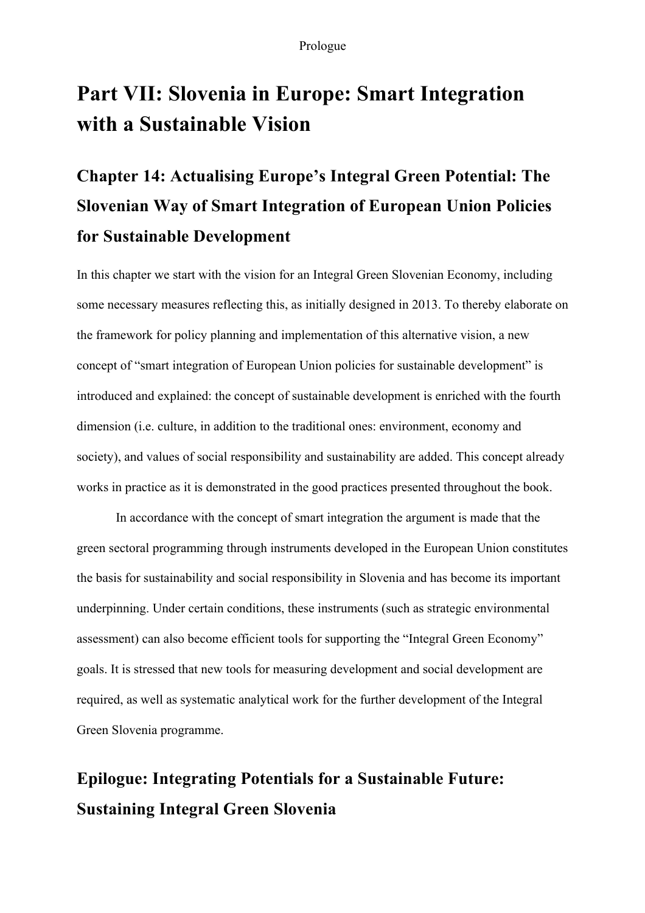# Part VII: Slovenia in Europe: Smart Integration with a Sustainable Vision

## Chapter 14: Actualising Europe's Integral Green Potential: The Slovenian Way of Smart Integration of European Union Policies for Sustainable Development

In this chapter we start with the vision for an Integral Green Slovenian Economy, including some necessary measures reflecting this, as initially designed in 2013. To thereby elaborate on the framework for policy planning and implementation of this alternative vision, a new concept of "smart integration of European Union policies for sustainable development" is introduced and explained: the concept of sustainable development is enriched with the fourth dimension (i.e. culture, in addition to the traditional ones: environment, economy and society), and values of social responsibility and sustainability are added. This concept already works in practice as it is demonstrated in the good practices presented throughout the book.

In accordance with the concept of smart integration the argument is made that the green sectoral programming through instruments developed in the European Union constitutes the basis for sustainability and social responsibility in Slovenia and has become its important underpinning. Under certain conditions, these instruments (such as strategic environmental assessment) can also become efficient tools for supporting the "Integral Green Economy" goals. It is stressed that new tools for measuring development and social development are required, as well as systematic analytical work for the further development of the Integral Green Slovenia programme.

## Epilogue: Integrating Potentials for a Sustainable Future: Sustaining Integral Green Slovenia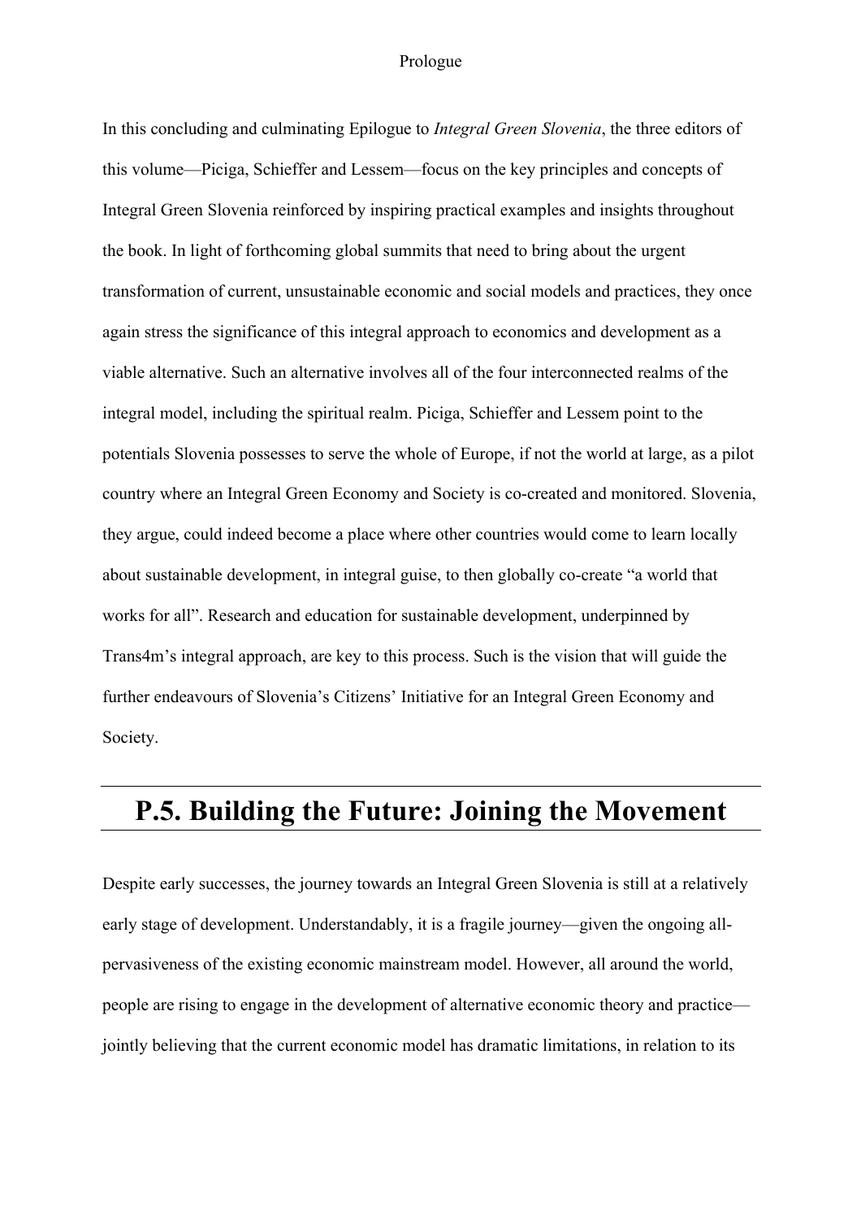In this concluding and culminating Epilogue to *Integral Green Slovenia*, the three editors of this volume—Piciga, Schieffer and Lessem—focus on the key principles and concepts of Integral Green Slovenia reinforced by inspiring practical examples and insights throughout the book. In light of forthcoming global summits that need to bring about the urgent transformation of current, unsustainable economic and social models and practices, they once again stress the significance of this integral approach to economics and development as a viable alternative. Such an alternative involves all of the four interconnected realms of the integral model, including the spiritual realm. Piciga, Schieffer and Lessem point to the potentials Slovenia possesses to serve the whole of Europe, if not the world at large, as a pilot country where an Integral Green Economy and Society is co-created and monitored. Slovenia, they argue, could indeed become a place where other countries would come to learn locally about sustainable development, in integral guise, to then globally co-create "a world that works for all". Research and education for sustainable development, underpinned by Trans4m's integral approach, are key to this process. Such is the vision that will guide the further endeavours of Slovenia's Citizens' Initiative for an Integral Green Economy and Society.

# P.5. Building the Future: Joining the Movement

Despite early successes, the journey towards an Integral Green Slovenia is still at a relatively early stage of development. Understandably, it is a fragile journey—given the ongoing all-pervasiveness of the existing economic mainstream model. However, all around the world, people are rising to engage in the development of alternative economic theory and practice—jointly believing that the current economic model has dramatic limitations, in relation to its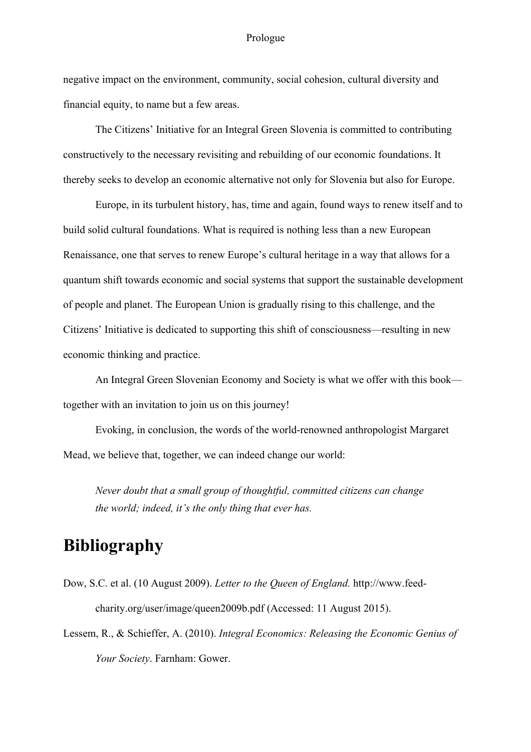negative impact on the environment, community, social cohesion, cultural diversity and financial equity, to name but a few areas.

The Citizens' Initiative for an Integral Green Slovenia is committed to contributing constructively to the necessary revisiting and rebuilding of our economic foundations. It thereby seeks to develop an economic alternative not only for Slovenia but also for Europe.

Europe, in its turbulent history, has, time and again, found ways to renew itself and to build solid cultural foundations. What is required is nothing less than a new European Renaissance, one that serves to renew Europe's cultural heritage in a way that allows for a quantum shift towards economic and social systems that support the sustainable development of people and planet. The European Union is gradually rising to this challenge, and the Citizens' Initiative is dedicated to supporting this shift of consciousness—resulting in new economic thinking and practice.

An Integral Green Slovenian Economy and Society is what we offer with this book—together with an invitation to join us on this journey!

Evoking, in conclusion, the words of the world-renowned anthropologist Margaret Mead, we believe that, together, we can indeed change our world:

> *Never doubt that a small group of thoughtful, committed citizens can change the world; indeed, it's the only thing that ever has.*

# Bibliography

Dow, S.C. et al. (10 August 2009). *Letter to the Queen of England.* http://www.feed-charity.org/user/image/queen2009b.pdf (Accessed: 11 August 2015).

Lessem, R., & Schieffer, A. (2010). *Integral Economics: Releasing the Economic Genius of Your Society*. Farnham: Gower.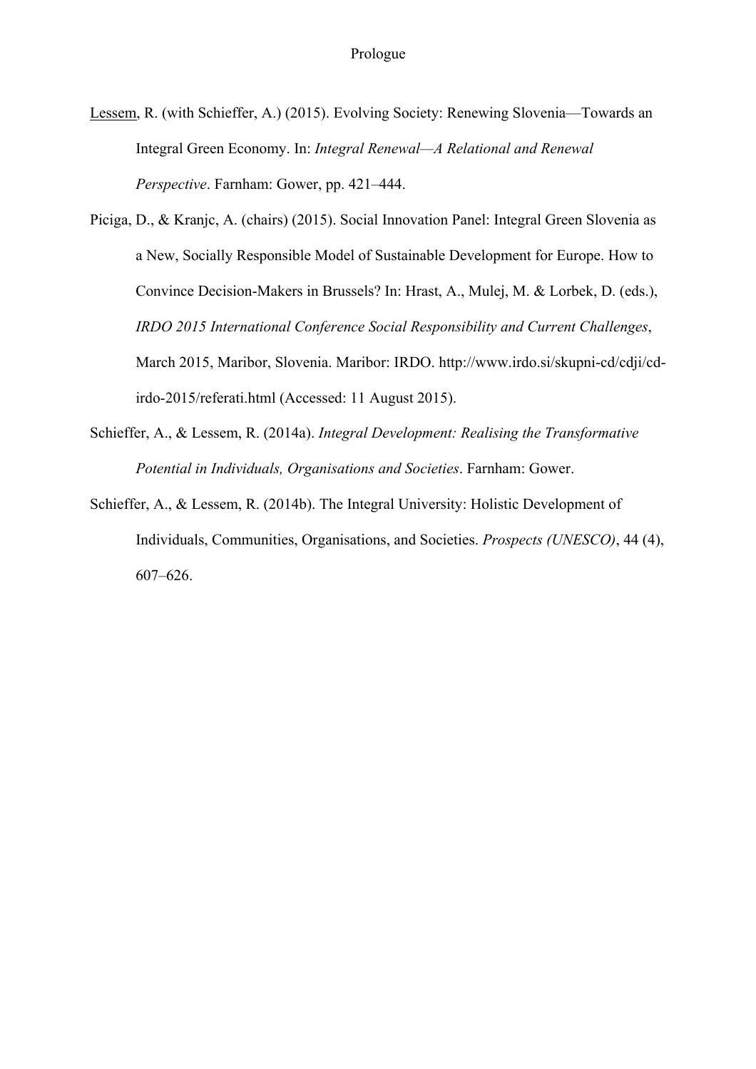Lessem, R. (with Schieffer, A.) (2015). Evolving Society: Renewing Slovenia—Towards an Integral Green Economy. In: *Integral Renewal—A Relational and Renewal Perspective*. Farnham: Gower, pp. 421–444.

Piciga, D., & Kranjc, A. (chairs) (2015). Social Innovation Panel: Integral Green Slovenia as a New, Socially Responsible Model of Sustainable Development for Europe. How to Convince Decision-Makers in Brussels? In: Hrast, A., Mulej, M. & Lorbek, D. (eds.), *IRDO 2015 International Conference Social Responsibility and Current Challenges*, March 2015, Maribor, Slovenia. Maribor: IRDO. http://www.irdo.si/skupni-cd/cdji/cd-irdo-2015/referati.html (Accessed: 11 August 2015).

Schieffer, A., & Lessem, R. (2014a). *Integral Development: Realising the Transformative Potential in Individuals, Organisations and Societies*. Farnham: Gower.

Schieffer, A., & Lessem, R. (2014b). The Integral University: Holistic Development of Individuals, Communities, Organisations, and Societies. *Prospects (UNESCO)*, 44 (4), 607–626.